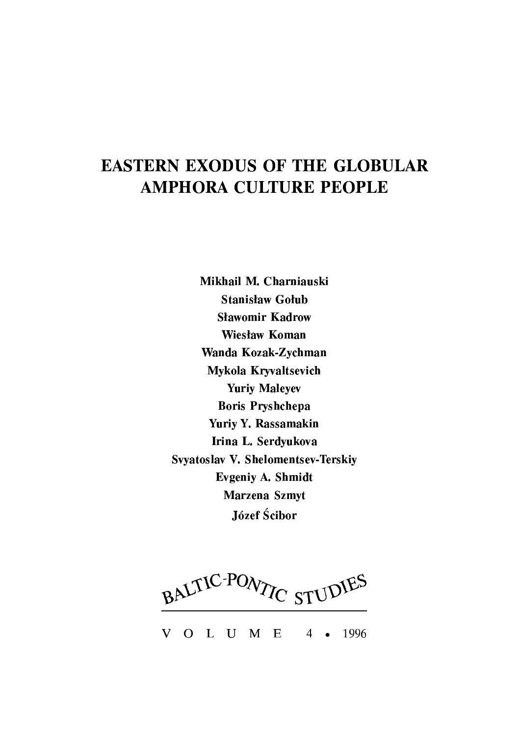# EASTERN EXODUS OF THE GLOBULAR AMPHORA CULTURE PEOPLE

**Mikhail M. Charniauski**
**Stanisław Gołub**
**Sławomir Kadrow**
**Wiesław Koman**
**Wanda Kozak-Zychman**
**Mykola Kryvaltsevich**
**Yuriy Maleyev**
**Boris Pryshchepa**
**Yuriy Y. Rassamakin**
**Irina L. Serdyukova**
**Svyatoslav V. Shelomentsev-Terskiy**
**Evgeniy A. Shmidt**
**Marzena Szmyt**
**Józef Ścibor**

BALTIC-PONTIC STUDIES

VOLUME 4 • 1996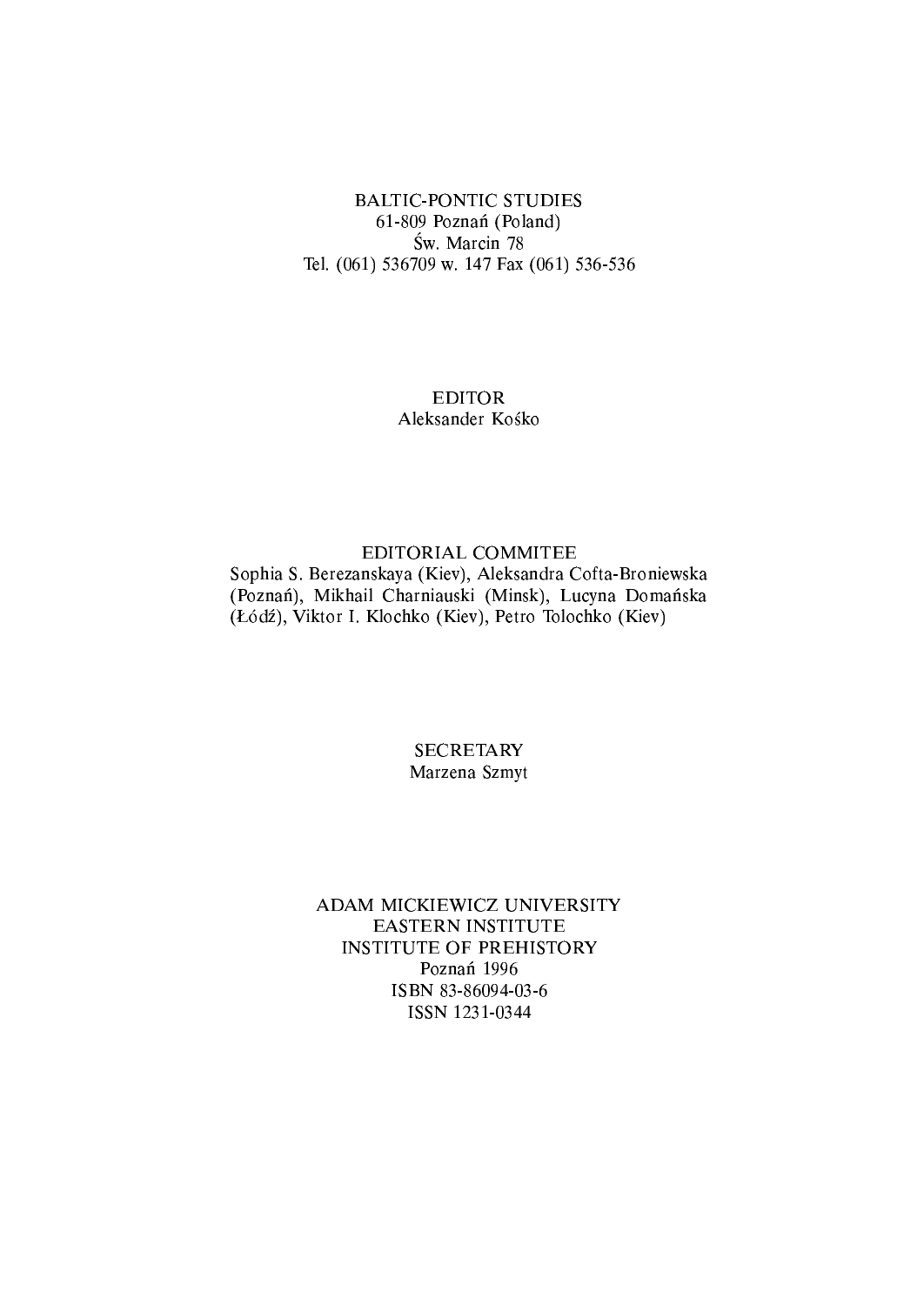BALTIC-PONTIC STUDIES
61-809 Poznań (Poland)
Św. Marcin 78
Tel. (061) 536709 w. 147 Fax (061) 536-536

EDITOR
Aleksander Kośko

EDITORIAL COMMITEE
Sophia S. Berezanskaya (Kiev), Aleksandra Cofta-Broniewska (Poznań), Mikhail Charniauski (Minsk), Lucyna Domańska (Łódź), Viktor I. Klochko (Kiev), Petro Tolochko (Kiev)

SECRETARY
Marzena Szmyt

ADAM MICKIEWICZ UNIVERSITY
EASTERN INSTITUTE
INSTITUTE OF PREHISTORY
Poznań 1996
ISBN 83-86094-03-6
ISSN 1231-0344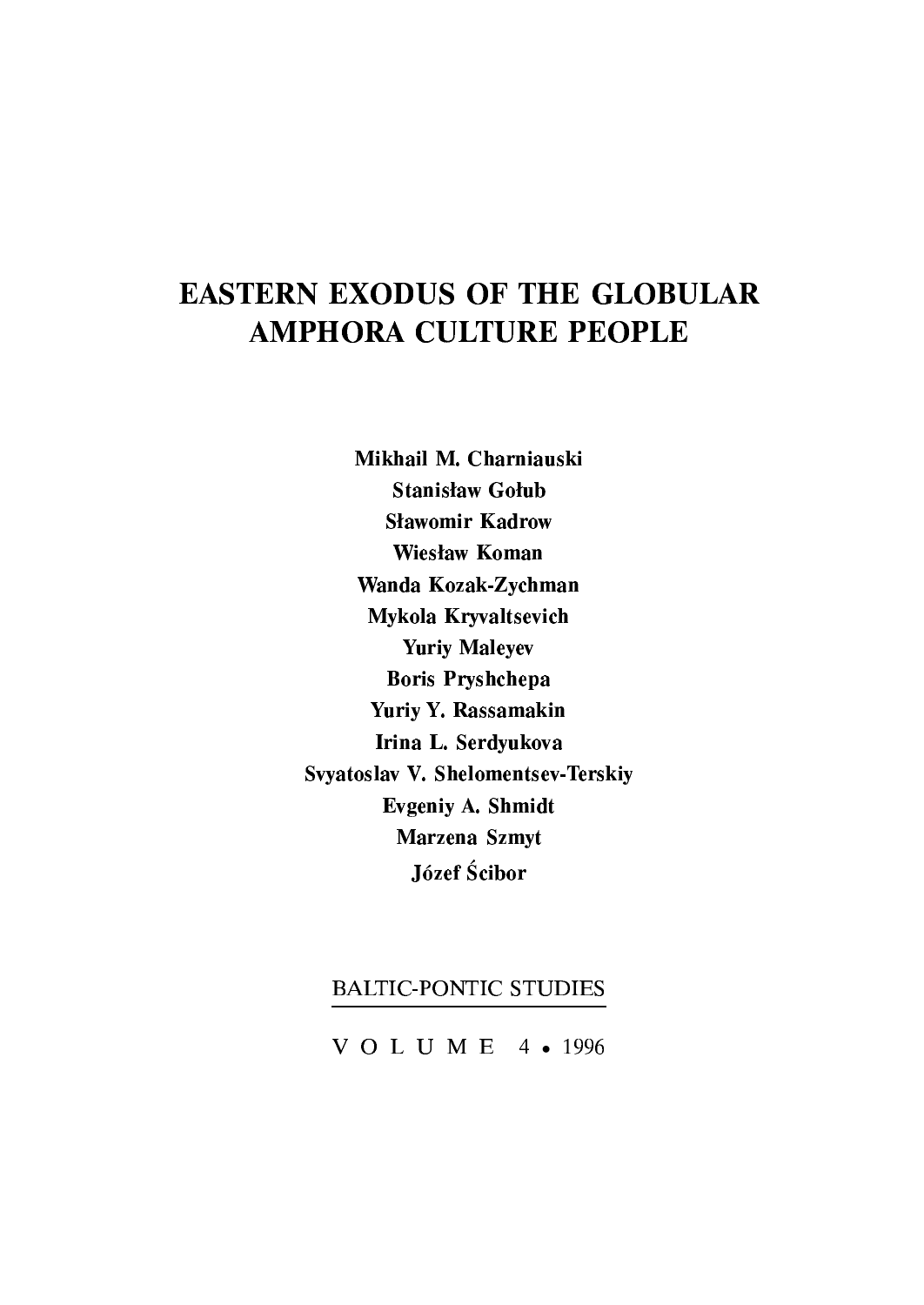# EASTERN EXODUS OF THE GLOBULAR AMPHORA CULTURE PEOPLE

**Mikhail M. Charniauski**
**Stanisław Gołub**
**Sławomir Kadrow**
**Wiesław Koman**
**Wanda Kozak-Zychman**
**Mykola Kryvaltsevich**
**Yuriy Maleyev**
**Boris Pryshchepa**
**Yuriy Y. Rassamakin**
**Irina L. Serdyukova**
**Svyatoslav V. Shelomentsev-Terskiy**
**Evgeniy A. Shmidt**
**Marzena Szmyt**
**Józef Ścibor**

BALTIC-PONTIC STUDIES

VOLUME 4 • 1996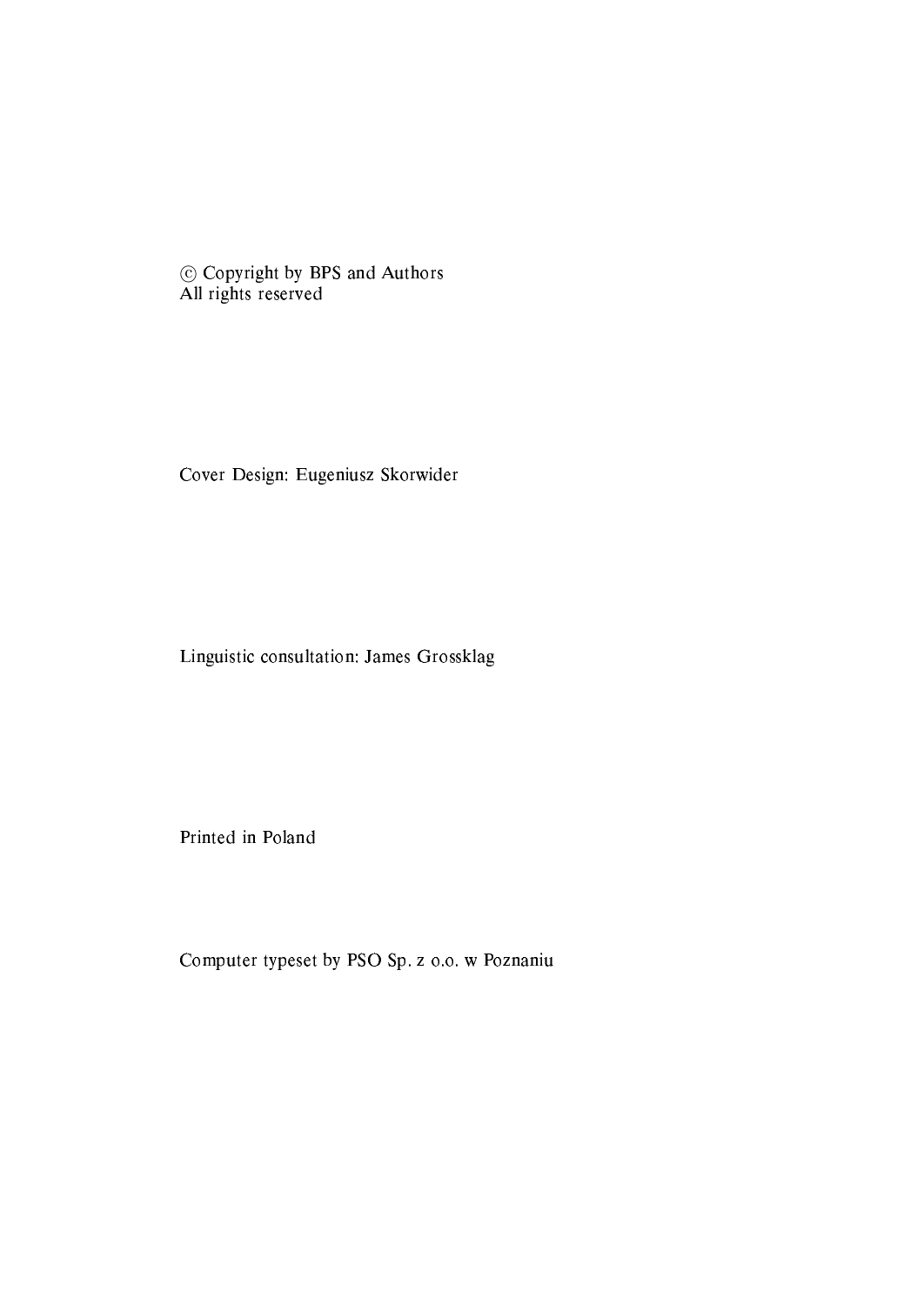© Copyright by BPS and Authors
All rights reserved

Cover Design: Eugeniusz Skorwider

Linguistic consultation: James Grossklag

Printed in Poland

Computer typeset by PSO Sp. z o.o. w Poznaniu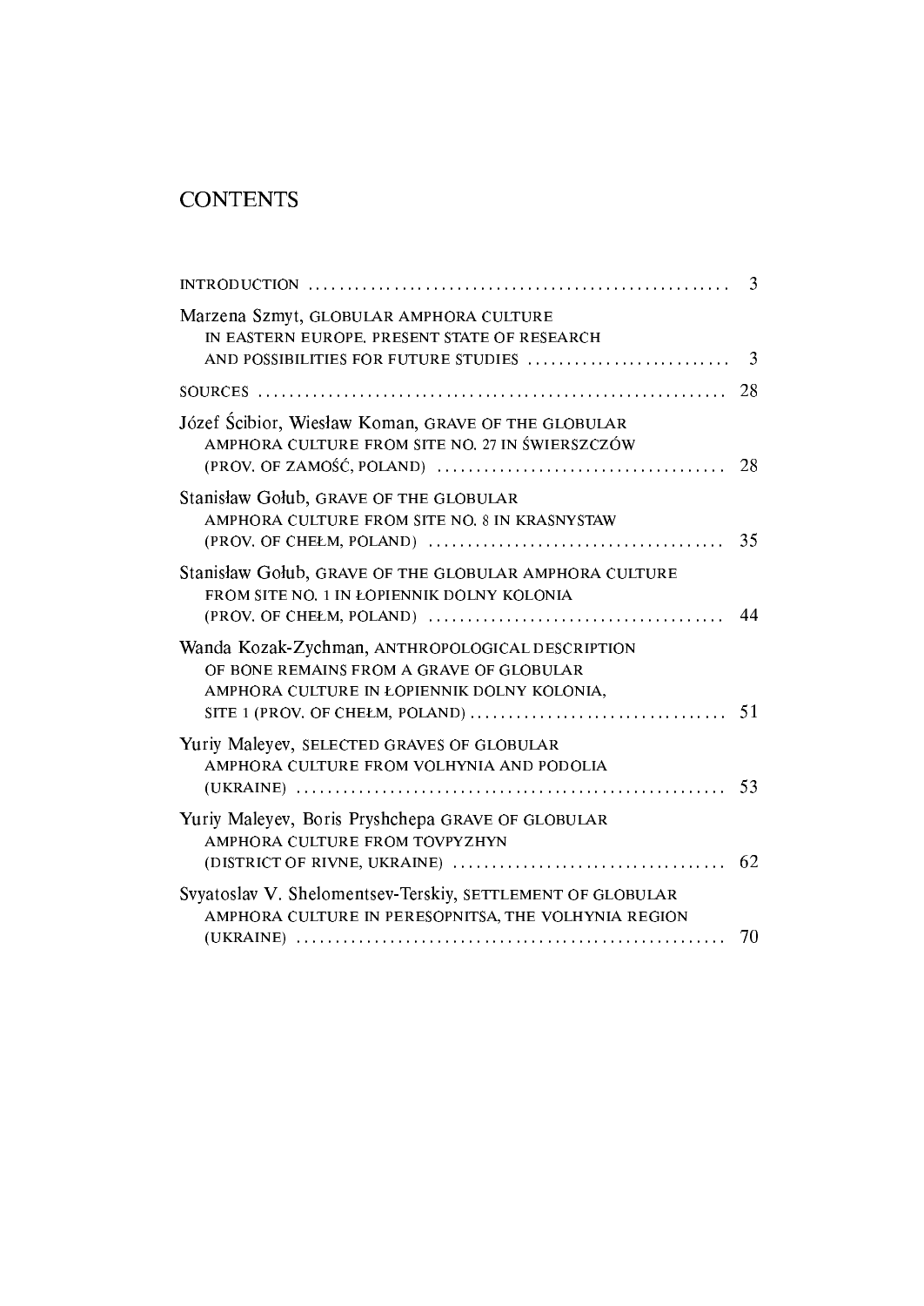# CONTENTS

INTRODUCTION ..................................................... 3

Marzena Szmyt, GLOBULAR AMPHORA CULTURE IN EASTERN EUROPE. PRESENT STATE OF RESEARCH AND POSSIBILITIES FOR FUTURE STUDIES ......................... 3

SOURCES ......................................................... 28

Józef Ścibior, Wiesław Koman, GRAVE OF THE GLOBULAR AMPHORA CULTURE FROM SITE NO. 27 IN ŚWIERSZCZÓW (PROV. OF ZAMOŚĆ, POLAND) .................................... 28

Stanisław Gołub, GRAVE OF THE GLOBULAR AMPHORA CULTURE FROM SITE NO. 8 IN KRASNYSTAW (PROV. OF CHEŁM, POLAND) ..................................... 35

Stanisław Gołub, GRAVE OF THE GLOBULAR AMPHORA CULTURE FROM SITE NO. 1 IN ŁOPIENNIK DOLNY KOLONIA (PROV. OF CHEŁM, POLAND) ..................................... 44

Wanda Kozak-Zychman, ANTHROPOLOGICAL DESCRIPTION OF BONE REMAINS FROM A GRAVE OF GLOBULAR AMPHORA CULTURE IN ŁOPIENNIK DOLNY KOLONIA, SITE 1 (PROV. OF CHEŁM, POLAND) ................................ 51

Yuriy Maleyev, SELECTED GRAVES OF GLOBULAR AMPHORA CULTURE FROM VOLHYNIA AND PODOLIA (UKRAINE) ..................................................... 53

Yuriy Maleyev, Boris Pryshchepa GRAVE OF GLOBULAR AMPHORA CULTURE FROM TOVPYZHYN (DISTRICT OF RIVNE, UKRAINE) .................................. 62

Svyatoslav V. Shelomentsev-Terskiy, SETTLEMENT OF GLOBULAR AMPHORA CULTURE IN PERESOPNITSA, THE VOLHYNIA REGION (UKRAINE) ..................................................... 70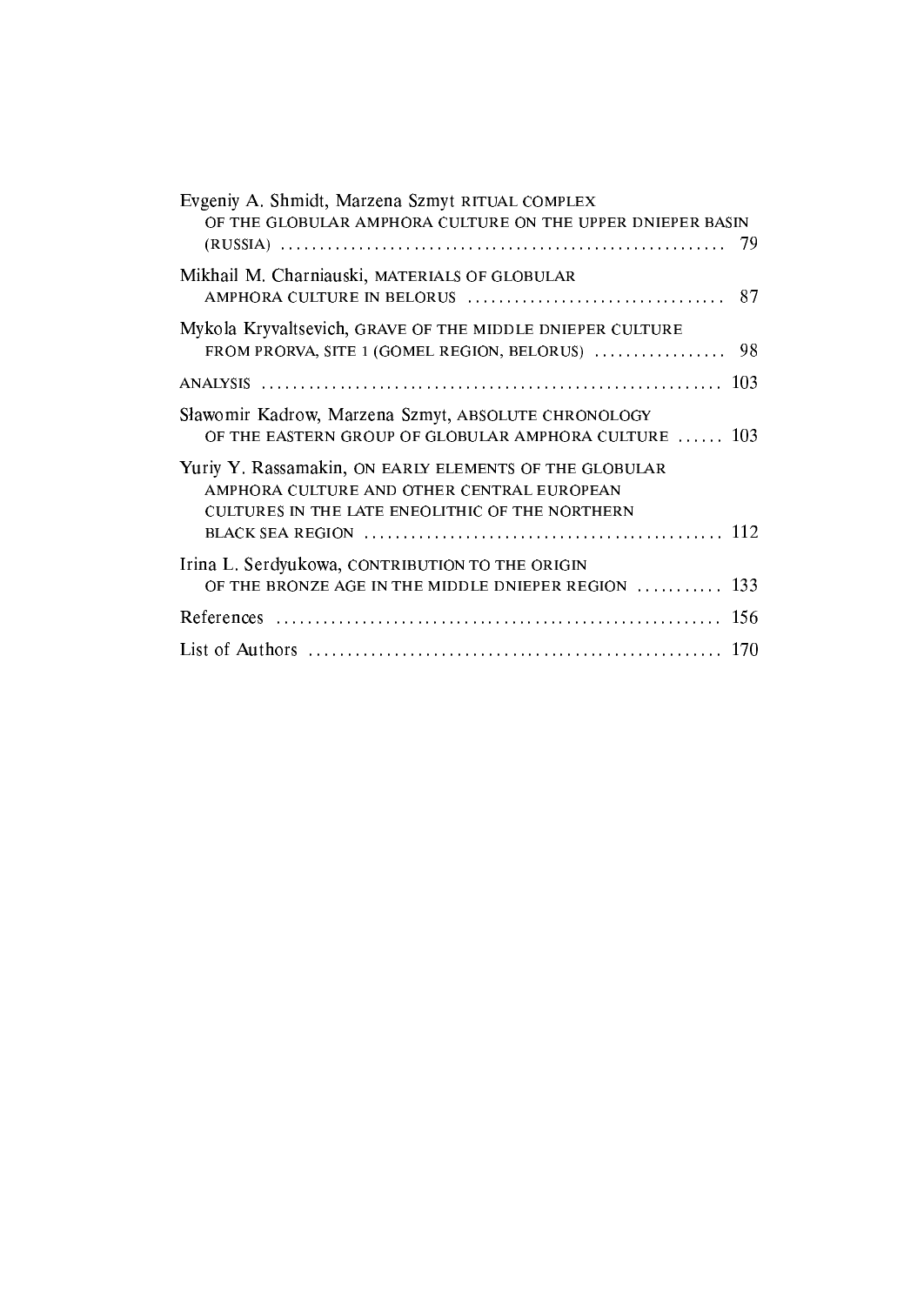Evgeniy A. Shmidt, Marzena Szmyt RITUAL COMPLEX OF THE GLOBULAR AMPHORA CULTURE ON THE UPPER DNIEPER BASIN (RUSSIA) ........................................................ 79

Mikhail M. Charniauski, MATERIALS OF GLOBULAR AMPHORA CULTURE IN BELORUS ................................. 87

Mykola Kryvaltsevich, GRAVE OF THE MIDDLE DNIEPER CULTURE FROM PRORVA, SITE 1 (GOMEL REGION, BELORUS) ................. 98

ANALYSIS .......................................................... 103

Sławomir Kadrow, Marzena Szmyt, ABSOLUTE CHRONOLOGY OF THE EASTERN GROUP OF GLOBULAR AMPHORA CULTURE ...... 103

Yuriy Y. Rassamakin, ON EARLY ELEMENTS OF THE GLOBULAR AMPHORA CULTURE AND OTHER CENTRAL EUROPEAN CULTURES IN THE LATE ENEOLITHIC OF THE NORTHERN BLACK SEA REGION ............................................ 112

Irina L. Serdyukowa, CONTRIBUTION TO THE ORIGIN OF THE BRONZE AGE IN THE MIDDLE DNIEPER REGION ........... 133

References ........................................................ 156

List of Authors ................................................... 170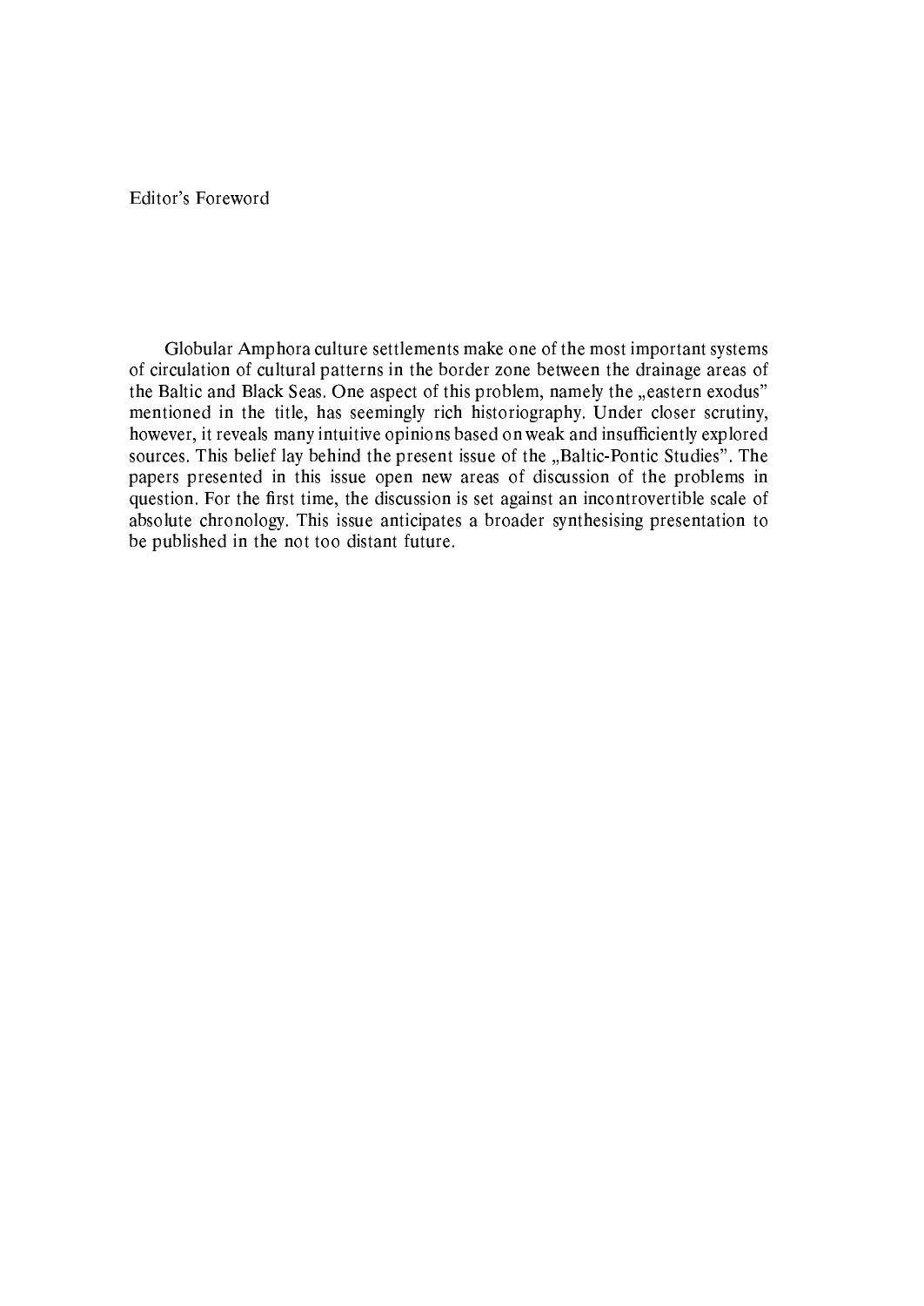# Editor's Foreword

Globular Amphora culture settlements make one of the most important systems of circulation of cultural patterns in the border zone between the drainage areas of the Baltic and Black Seas. One aspect of this problem, namely the „eastern exodus" mentioned in the title, has seemingly rich historiography. Under closer scrutiny, however, it reveals many intuitive opinions based on weak and insufficiently explored sources. This belief lay behind the present issue of the „Baltic-Pontic Studies". The papers presented in this issue open new areas of discussion of the problems in question. For the first time, the discussion is set against an incontrovertible scale of absolute chronology. This issue anticipates a broader synthesising presentation to be published in the not too distant future.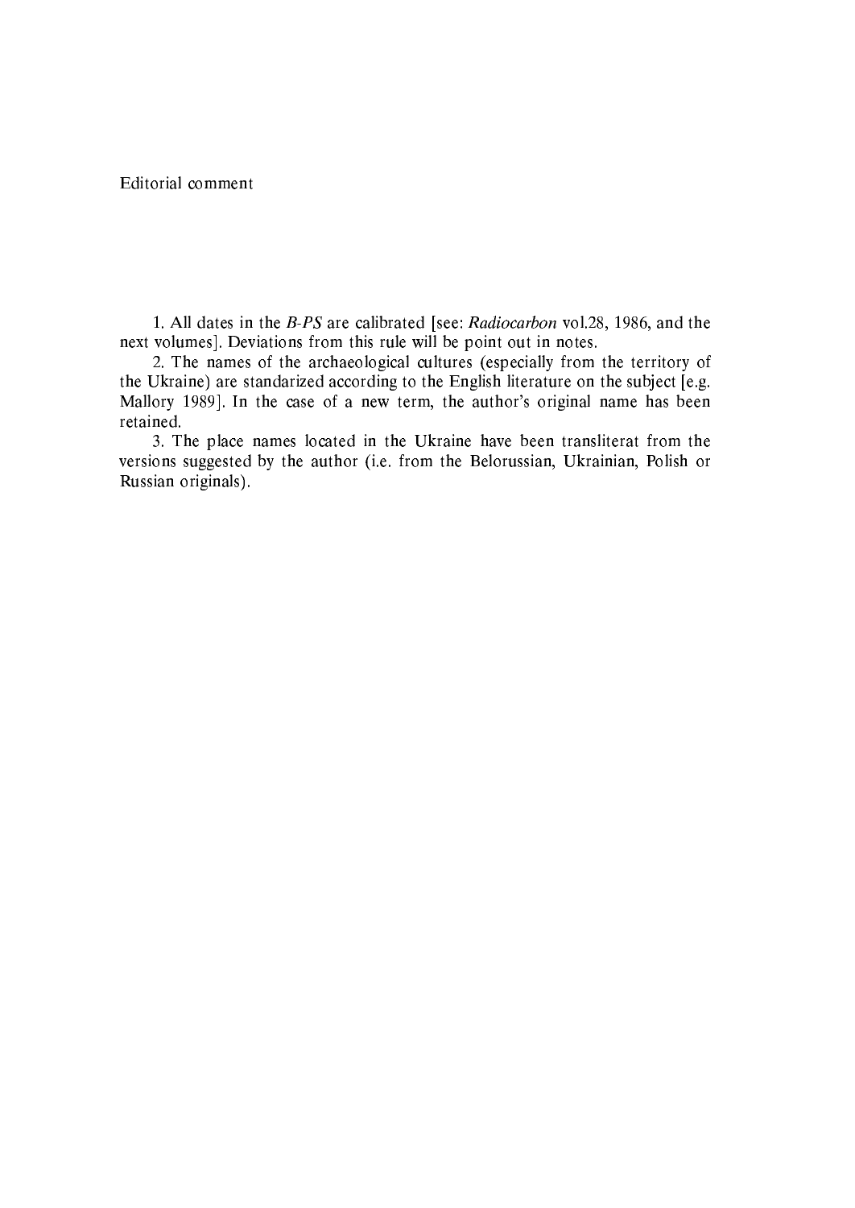Editorial comment

1. All dates in the *B-PS* are calibrated [see: *Radiocarbon* vol.28, 1986, and the next volumes]. Deviations from this rule will be point out in notes.

2. The names of the archaeological cultures (especially from the territory of the Ukraine) are standarized according to the English literature on the subject [e.g. Mallory 1989]. In the case of a new term, the author's original name has been retained.

3. The place names located in the Ukraine have been transliterat from the versions suggested by the author (i.e. from the Belorussian, Ukrainian, Polish or Russian originals).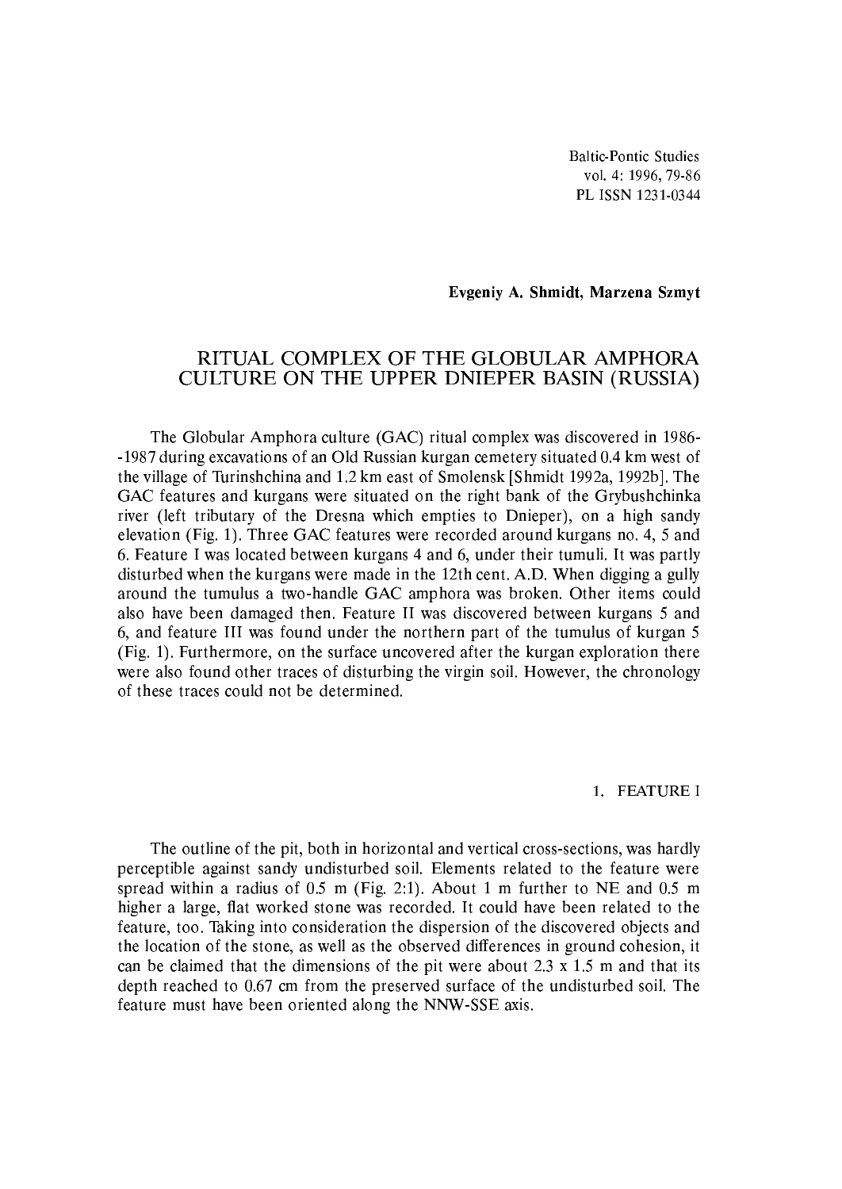Evgeniy A. Shmidt, Marzena Szmyt

# RITUAL COMPLEX OF THE GLOBULAR AMPHORA CULTURE ON THE UPPER DNIEPER BASIN (RUSSIA)

The Globular Amphora culture (GAC) ritual complex was discovered in 1986--1987 during excavations of an Old Russian kurgan cemetery situated 0.4 km west of the village of Turinshchina and 1.2 km east of Smolensk [Shmidt 1992a, 1992b]. The GAC features and kurgans were situated on the right bank of the Grybushchinka river (left tributary of the Dresna which empties to Dnieper), on a high sandy elevation (Fig. 1). Three GAC features were recorded around kurgans no. 4, 5 and 6. Feature I was located between kurgans 4 and 6, under their tumuli. It was partly disturbed when the kurgans were made in the 12th cent. A.D. When digging a gully around the tumulus a two-handle GAC amphora was broken. Other items could also have been damaged then. Feature II was discovered between kurgans 5 and 6, and feature III was found under the northern part of the tumulus of kurgan 5 (Fig. 1). Furthermore, on the surface uncovered after the kurgan exploration there were also found other traces of disturbing the virgin soil. However, the chronology of these traces could not be determined.

## 1. FEATURE I

The outline of the pit, both in horizontal and vertical cross-sections, was hardly perceptible against sandy undisturbed soil. Elements related to the feature were spread within a radius of 0.5 m (Fig. 2:1). About 1 m further to NE and 0.5 m higher a large, flat worked stone was recorded. It could have been related to the feature, too. Taking into consideration the dispersion of the discovered objects and the location of the stone, as well as the observed differences in ground cohesion, it can be claimed that the dimensions of the pit were about 2.3 x 1.5 m and that its depth reached to 0.67 cm from the preserved surface of the undisturbed soil. The feature must have been oriented along the NNW-SSE axis.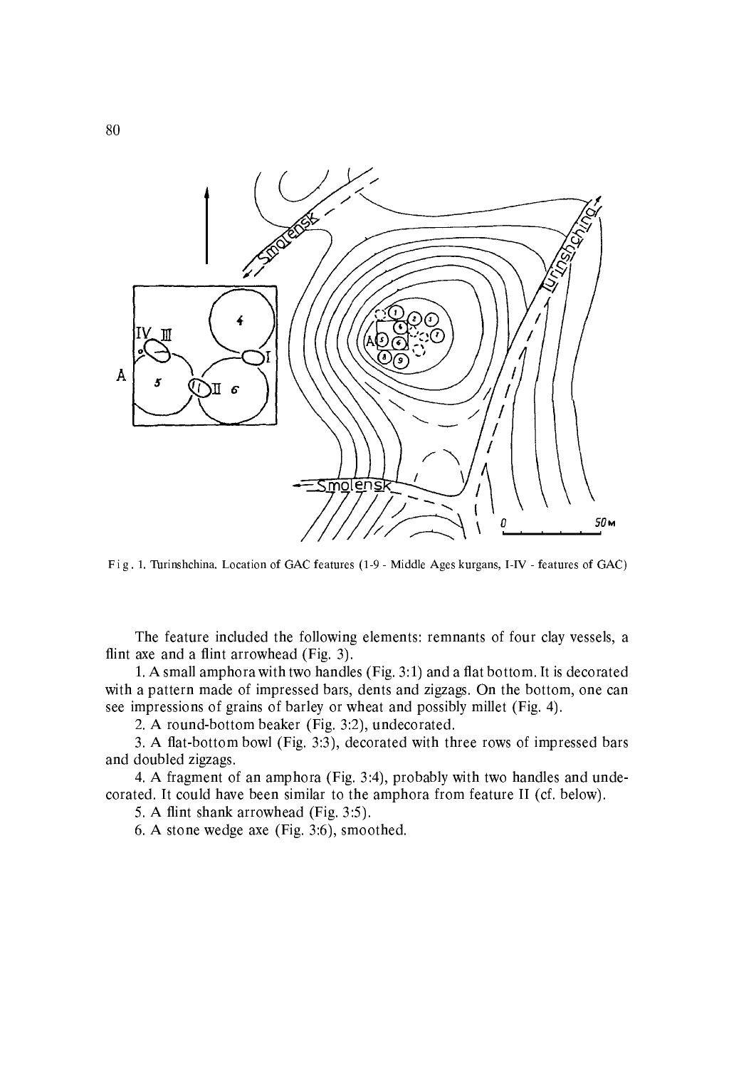Fig. 1. Turinshchina. Location of GAC features (1-9 - Middle Ages kurgans, I-IV - features of GAC)

The feature included the following elements: remnants of four clay vessels, a flint axe and a flint arrowhead (Fig. 3).

1. A small amphora with two handles (Fig. 3:1) and a flat bottom. It is decorated with a pattern made of impressed bars, dents and zigzags. On the bottom, one can see impressions of grains of barley or wheat and possibly millet (Fig. 4).

2. A round-bottom beaker (Fig. 3:2), undecorated.

3. A flat-bottom bowl (Fig. 3:3), decorated with three rows of impressed bars and doubled zigzags.

4. A fragment of an amphora (Fig. 3:4), probably with two handles and undecorated. It could have been similar to the amphora from feature II (cf. below).

5. A flint shank arrowhead (Fig. 3:5).

6. A stone wedge axe (Fig. 3:6), smoothed.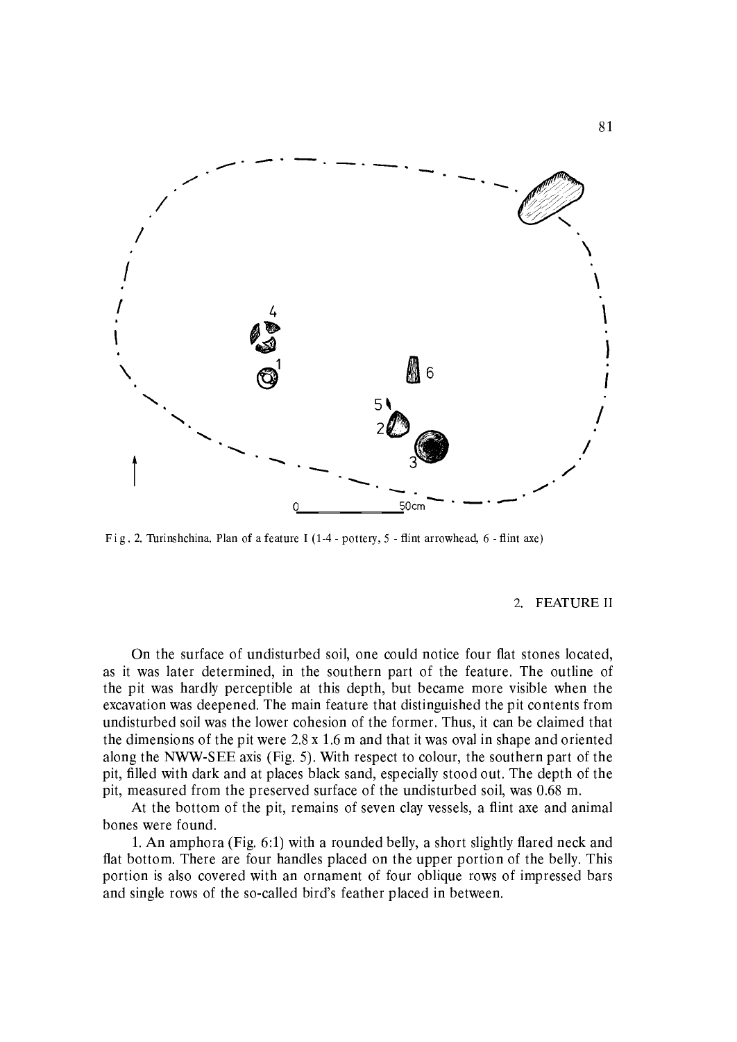Fig. 2. Turinshchina. Plan of a feature I (1-4 - pottery, 5 - flint arrowhead, 6 - flint axe)

## 2. FEATURE II

On the surface of undisturbed soil, one could notice four flat stones located, as it was later determined, in the southern part of the feature. The outline of the pit was hardly perceptible at this depth, but became more visible when the excavation was deepened. The main feature that distinguished the pit contents from undisturbed soil was the lower cohesion of the former. Thus, it can be claimed that the dimensions of the pit were 2.8 x 1.6 m and that it was oval in shape and oriented along the NWW-SEE axis (Fig. 5). With respect to colour, the southern part of the pit, filled with dark and at places black sand, especially stood out. The depth of the pit, measured from the preserved surface of the undisturbed soil, was 0.68 m.

At the bottom of the pit, remains of seven clay vessels, a flint axe and animal bones were found.

1. An amphora (Fig. 6:1) with a rounded belly, a short slightly flared neck and flat bottom. There are four handles placed on the upper portion of the belly. This portion is also covered with an ornament of four oblique rows of impressed bars and single rows of the so-called bird's feather placed in between.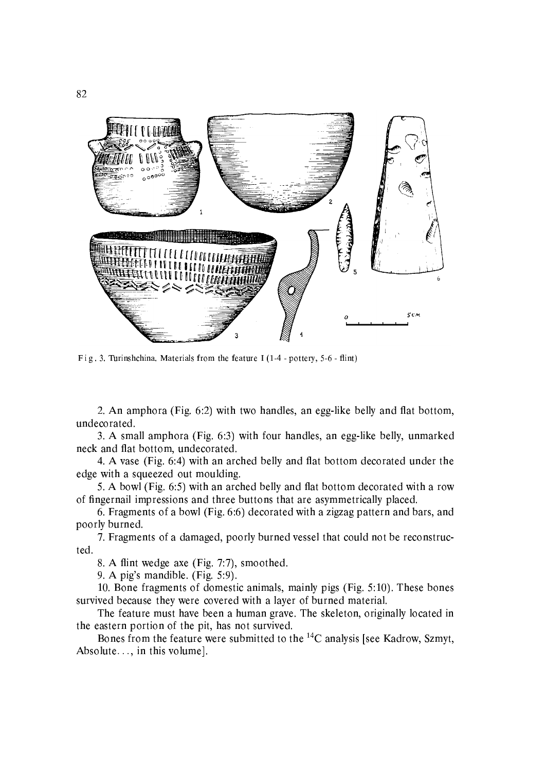Fig. 3. Turinshchina. Materials from the feature I (1-4 - pottery, 5-6 - flint)

2. An amphora (Fig. 6:2) with two handles, an egg-like belly and flat bottom, undecorated.

3. A small amphora (Fig. 6:3) with four handles, an egg-like belly, unmarked neck and flat bottom, undecorated.

4. A vase (Fig. 6:4) with an arched belly and flat bottom decorated under the edge with a squeezed out moulding.

5. A bowl (Fig. 6:5) with an arched belly and flat bottom decorated with a row of fingernail impressions and three buttons that are asymmetrically placed.

6. Fragments of a bowl (Fig. 6:6) decorated with a zigzag pattern and bars, and poorly burned.

7. Fragments of a damaged, poorly burned vessel that could not be reconstructed.

8. A flint wedge axe (Fig. 7:7), smoothed.

9. A pig's mandible. (Fig. 5:9).

10. Bone fragments of domestic animals, mainly pigs (Fig. 5:10). These bones survived because they were covered with a layer of burned material.

The feature must have been a human grave. The skeleton, originally located in the eastern portion of the pit, has not survived.

Bones from the feature were submitted to the $^{14}C$ analysis [see Kadrow, Szmyt, Absolute..., in this volume].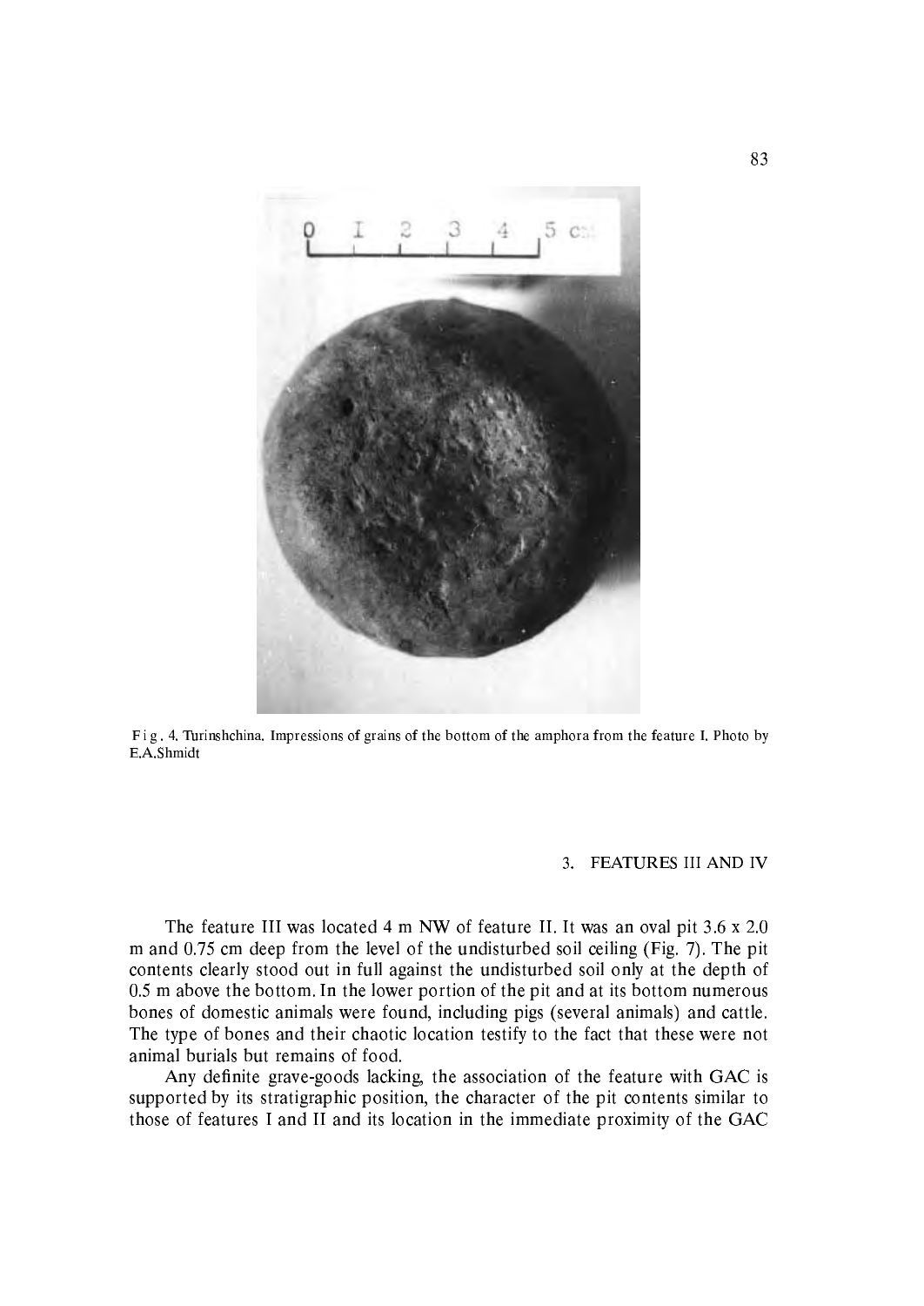Fig. 4. Turinshchina. Impressions of grains of the bottom of the amphora from the feature I. Photo by E.A.Shmidt

## 3. FEATURES III AND IV

The feature III was located 4 m NW of feature II. It was an oval pit 3.6 x 2.0 m and 0.75 cm deep from the level of the undisturbed soil ceiling (Fig. 7). The pit contents clearly stood out in full against the undisturbed soil only at the depth of 0.5 m above the bottom. In the lower portion of the pit and at its bottom numerous bones of domestic animals were found, including pigs (several animals) and cattle. The type of bones and their chaotic location testify to the fact that these were not animal burials but remains of food.

Any definite grave-goods lacking, the association of the feature with GAC is supported by its stratigraphic position, the character of the pit contents similar to those of features I and II and its location in the immediate proximity of the GAC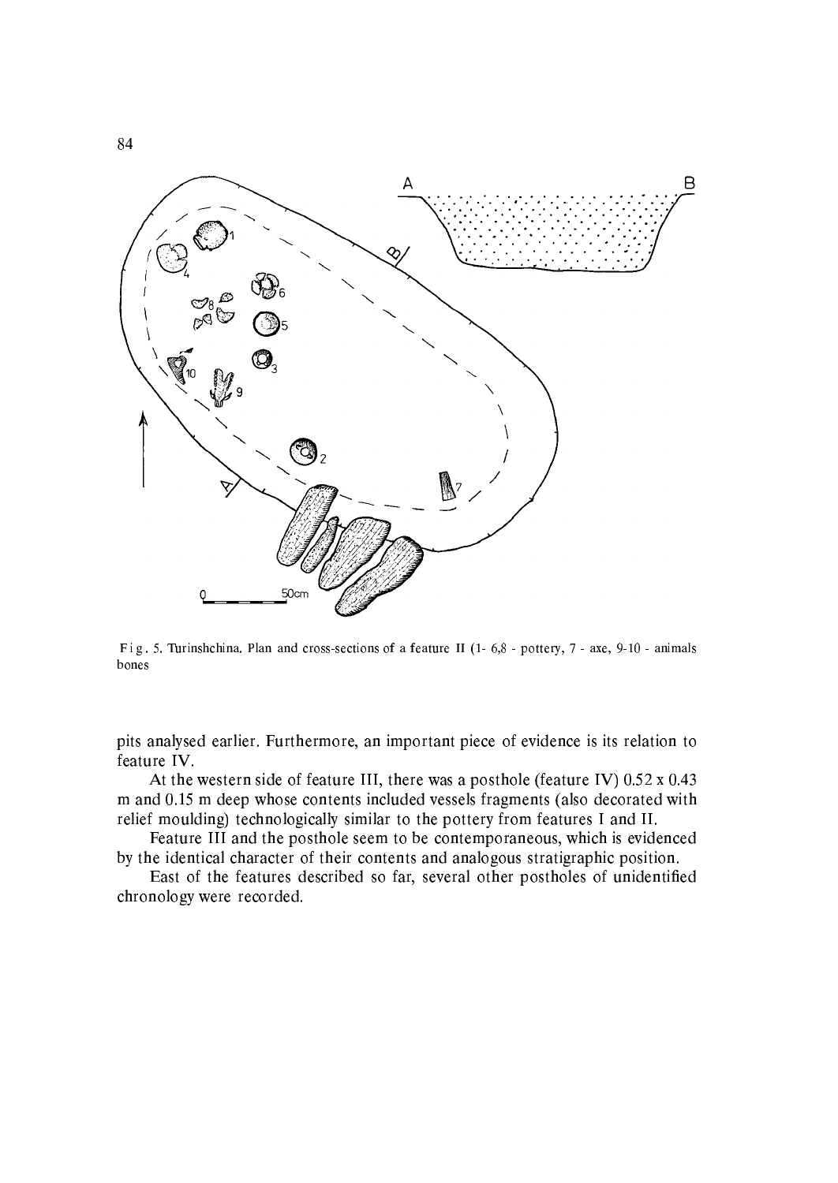Fig. 5. Turinshchina. Plan and cross-sections of a feature II (1- 6,8 - pottery, 7 - axe, 9-10 - animals bones

pits analysed earlier. Furthermore, an important piece of evidence is its relation to feature IV.

At the western side of feature III, there was a posthole (feature IV) 0.52 x 0.43 m and 0.15 m deep whose contents included vessels fragments (also decorated with relief moulding) technologically similar to the pottery from features I and II.

Feature III and the posthole seem to be contemporaneous, which is evidenced by the identical character of their contents and analogous stratigraphic position.

East of the features described so far, several other postholes of unidentified chronology were recorded.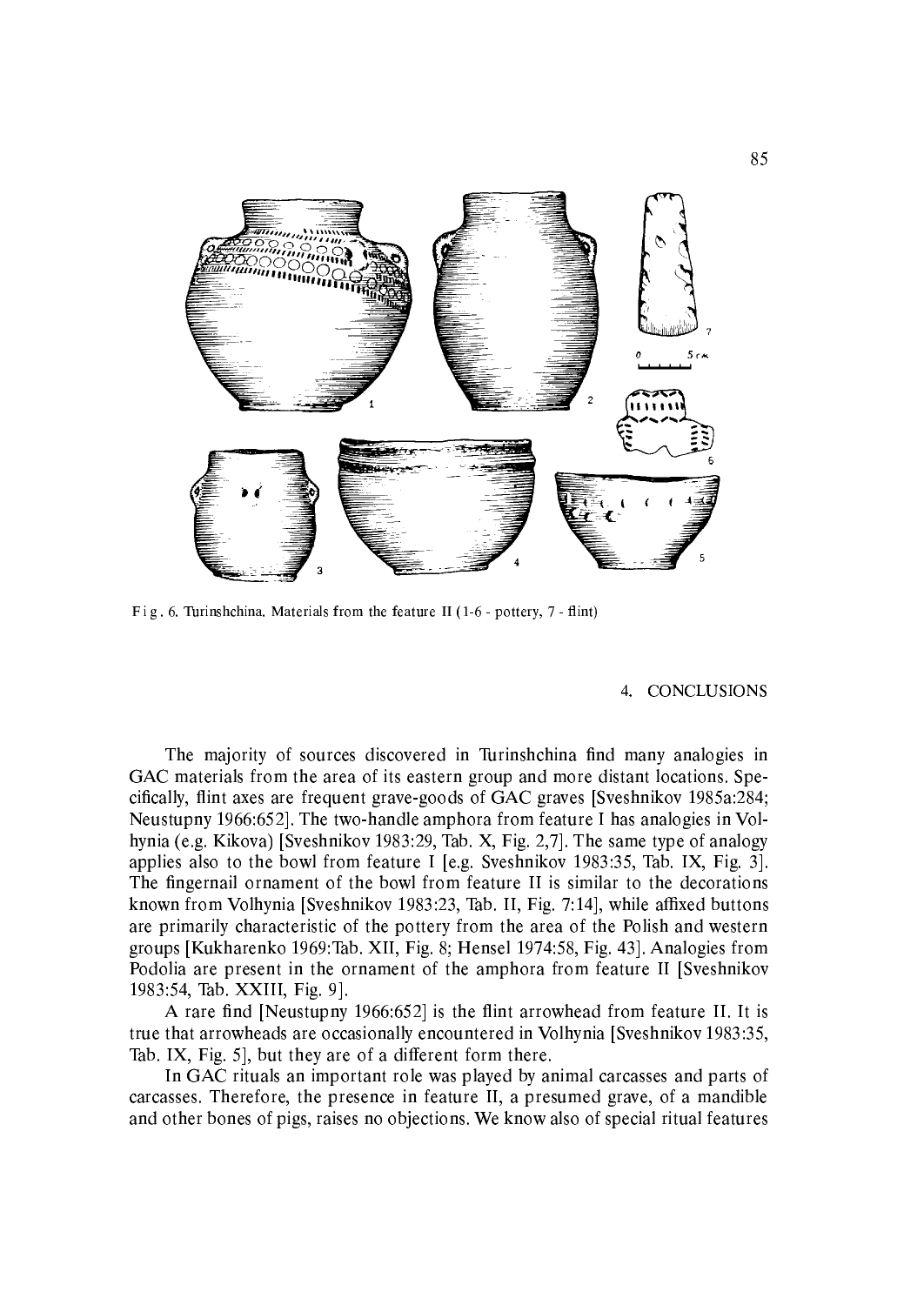Fig. 6. Turinshchina. Materials from the feature II (1-6 - pottery, 7 - flint)

## 4. CONCLUSIONS

The majority of sources discovered in Turinshchina find many analogies in GAC materials from the area of its eastern group and more distant locations. Specifically, flint axes are frequent grave-goods of GAC graves [Sveshnikov 1985a:284; Neustupny 1966:652]. The two-handle amphora from feature I has analogies in Volhynia (e.g. Kikova) [Sveshnikov 1983:29, Tab. X, Fig. 2,7]. The same type of analogy applies also to the bowl from feature I [e.g. Sveshnikov 1983:35, Tab. IX, Fig. 3]. The fingernail ornament of the bowl from feature II is similar to the decorations known from Volhynia [Sveshnikov 1983:23, Tab. II, Fig. 7:14], while affixed buttons are primarily characteristic of the pottery from the area of the Polish and western groups [Kukharenko 1969:Tab. XII, Fig. 8; Hensel 1974:58, Fig. 43]. Analogies from Podolia are present in the ornament of the amphora from feature II [Sveshnikov 1983:54, Tab. XXIII, Fig. 9].

A rare find [Neustupny 1966:652] is the flint arrowhead from feature II. It is true that arrowheads are occasionally encountered in Volhynia [Sveshnikov 1983:35, Tab. IX, Fig. 5], but they are of a different form there.

In GAC rituals an important role was played by animal carcasses and parts of carcasses. Therefore, the presence in feature II, a presumed grave, of a mandible and other bones of pigs, raises no objections. We know also of special ritual features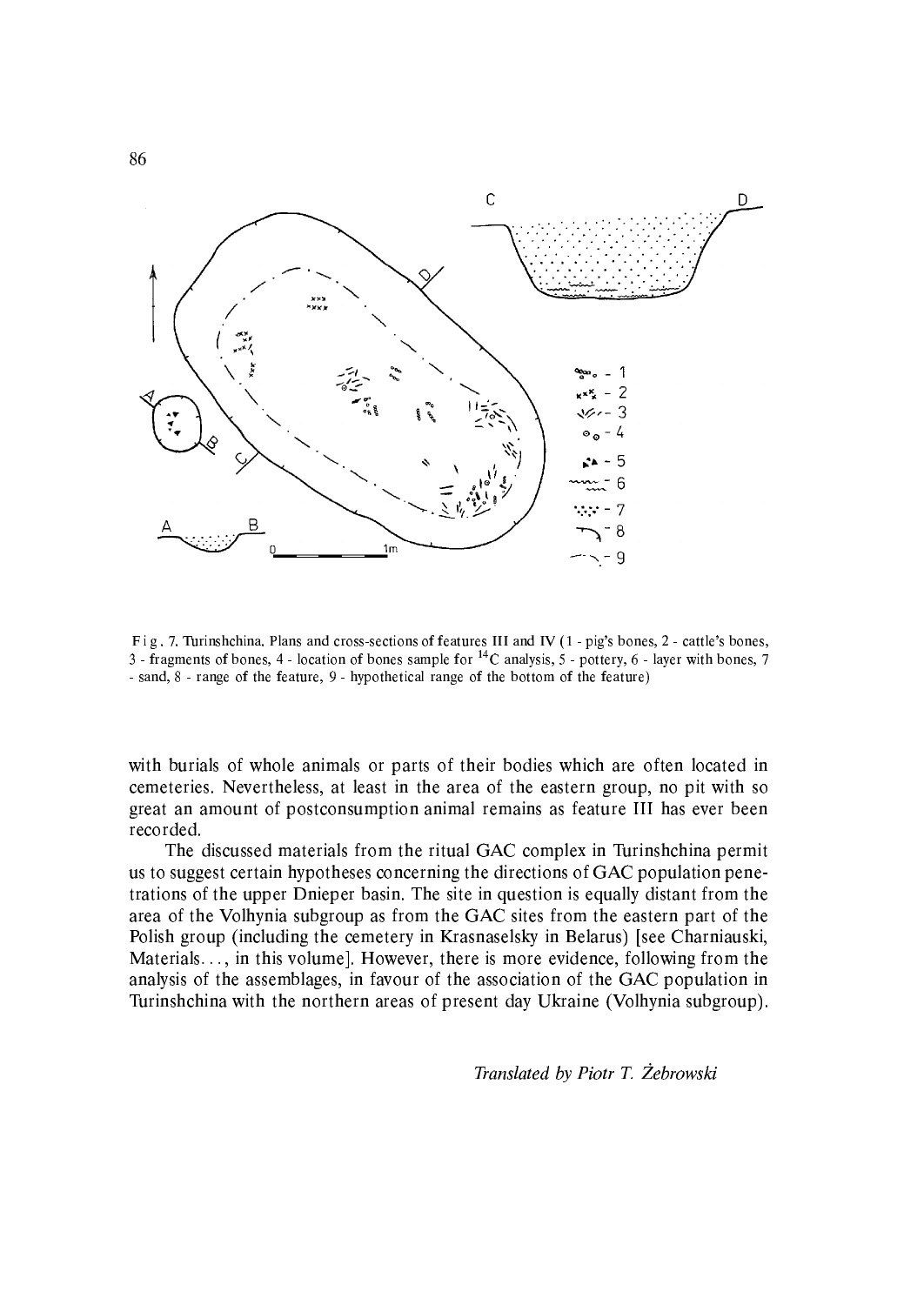Fig. 7. Turinshchina. Plans and cross-sections of features III and IV (1 - pig's bones, 2 - cattle's bones, 3 - fragments of bones, 4 - location of bones sample for $^{14}C$ analysis, 5 - pottery, 6 - layer with bones, 7 - sand, 8 - range of the feature, 9 - hypothetical range of the bottom of the feature)

with burials of whole animals or parts of their bodies which are often located in cemeteries. Nevertheless, at least in the area of the eastern group, no pit with so great an amount of postconsumption animal remains as feature III has ever been recorded.

The discussed materials from the ritual GAC complex in Turinshchina permit us to suggest certain hypotheses concerning the directions of GAC population penetrations of the upper Dnieper basin. The site in question is equally distant from the area of the Volhynia subgroup as from the GAC sites from the eastern part of the Polish group (including the cemetery in Krasnaselsky in Belarus) [see Charniauski, Materials…, in this volume]. However, there is more evidence, following from the analysis of the assemblages, in favour of the association of the GAC population in Turinshchina with the northern areas of present day Ukraine (Volhynia subgroup).

*Translated by Piotr T. Żebrowski*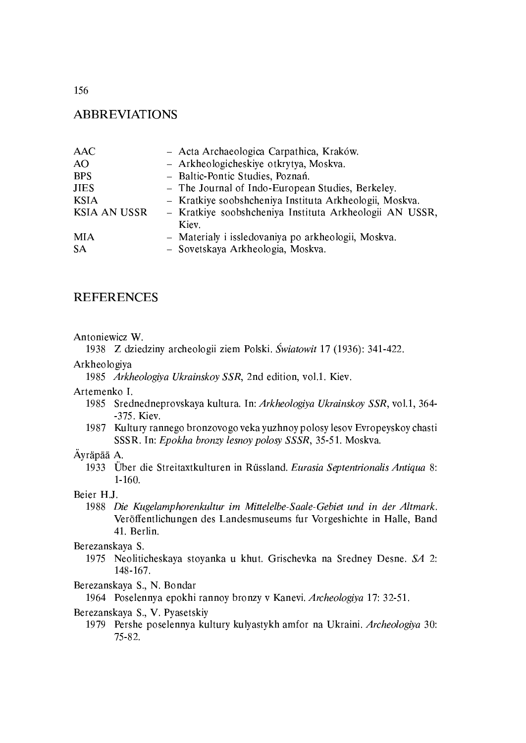## ABBREVIATIONS

| | |
|---|---|
| AAC | – Acta Archaeologica Carpathica, Kraków. |
| AO | – Arkheologicheskiye otkrytya, Moskva. |
| BPS | – Baltic-Pontic Studies, Poznań. |
| JIES | – The Journal of Indo-European Studies, Berkeley. |
| KSIA | – Kratkiye soobshcheniya Instituta Arkheologii, Moskva. |
| KSIA AN USSR | – Kratkiye soobshcheniya Instituta Arkheologii AN USSR, Kiev. |
| MIA | – Materialy i issledovaniya po arkheologii, Moskva. |
| SA | – Sovetskaya Arkheologia, Moskva. |

## REFERENCES

Antoniewicz W.

1938 Z dziedziny archeologii ziem Polski. *Światowit* 17 (1936): 341-422.

Arkheologiya

1985 *Arkheologiya Ukrainskoy SSR*, 2nd edition, vol.1. Kiev.

Artemenko I.

1985 Srednedneprovskaya kultura. In: *Arkheologiya Ukrainskoy SSR*, vol.1, 364--375. Kiev.

1987 Kultury rannego bronzovogo veka yuzhnoy polosy lesov Evropeyskoy chasti SSSR. In: *Epokha bronzy lesnoy polosy SSSR*, 35-51. Moskva.

Äyräpää A.

1933 Über die Streitaxtkulturen in Rüssland. *Eurasia Septentrionalis Antiqua* 8: 1-160.

Beier H.J.

1988 *Die Kugelamphorenkultur im Mittelelbe-Saale-Gebiet und in der Altmark*. Veröffentlichungen des Landesmuseums fur Vorgeshichte in Halle, Band 41. Berlin.

Berezanskaya S.

1975 Neoliticheskaya stoyanka u khut. Grischevka na Sredney Desne. *SA* 2: 148-167.

Berezanskaya S., N. Bondar

1964 Poselennya epokhi rannoy bronzy v Kanevi. *Archeologiya* 17: 32-51.

Berezanskaya S., V. Pyasetskiy

1979 Pershe poselennya kultury kulyastykh amfor na Ukraini. *Archeologiya* 30: 75-82.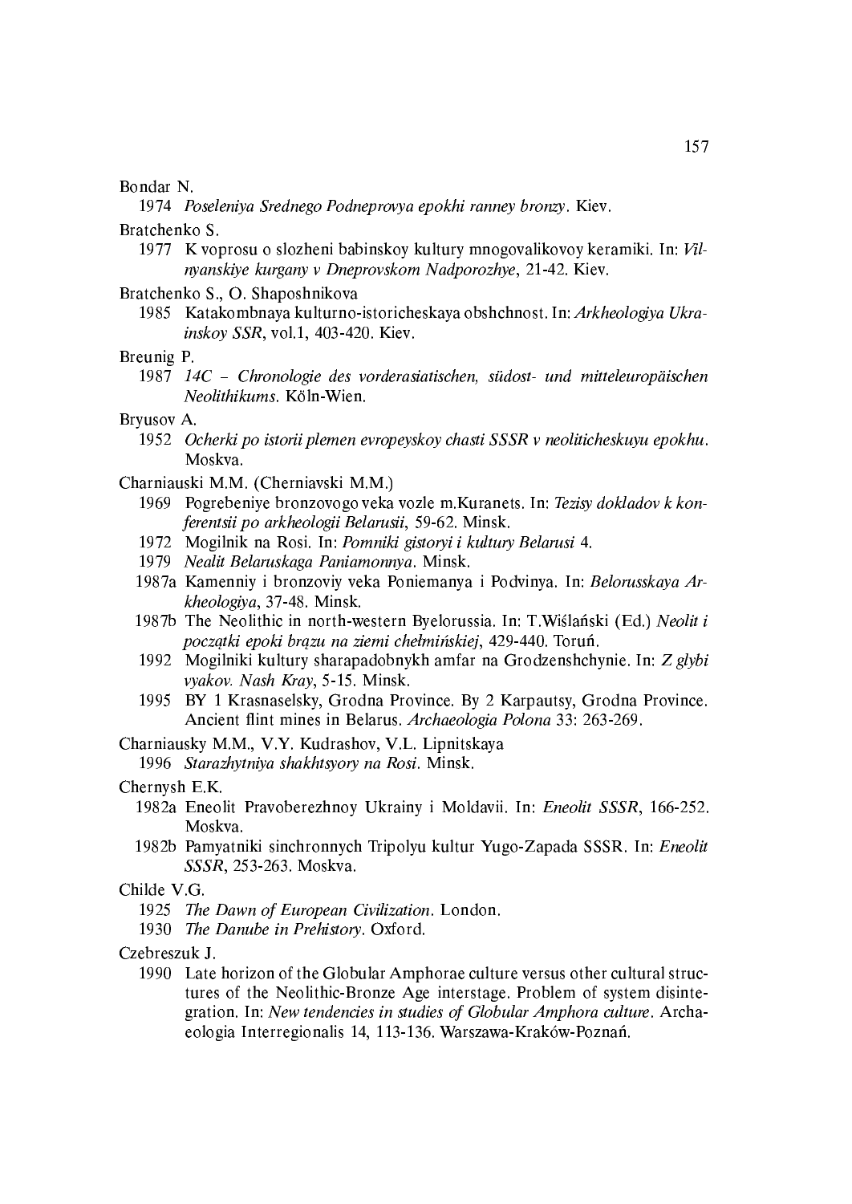Bondar N.

1974 *Poseleniya Srednego Podneprovya epokhi ranney bronzy*. Kiev.

Bratchenko S.

1977 K voprosu o slozheni babinskoy kultury mnogovalikovoy keramiki. In: *Vilnyanskiye kurgany v Dneprovskom Nadporozhye*, 21-42. Kiev.

Bratchenko S., O. Shaposhnikova

1985 Katakombnaya kulturno-istoricheskaya obshchnost. In: *Arkheologiya Ukrainskoy SSR*, vol.1, 403-420. Kiev.

Breunig P.

1987 *14C – Chronologie des vorderasiatischen, südost- und mitteleuropäischen Neolithikums*. Köln-Wien.

Bryusov A.

1952 *Ocherki po istorii plemen evropeyskoy chasti SSSR v neoliticheskuyu epokhu*. Moskva.

Charniauski M.M. (Cherniavski M.M.)

1969 Pogrebeniye bronzovogo veka vozle m.Kuranets. In: *Tezisy dokladov k konferentsii po arkheologii Belarusii*, 59-62. Minsk.

1972 Mogilnik na Rosi. In: *Pomniki gistoryi i kultury Belarusi* 4.

1979 *Nealit Belaruskaga Paniamonnya*. Minsk.

1987a Kamenniy i bronzoviy veka Poniemanya i Podvinya. In: *Belorusskaya Arkheologiya*, 37-48. Minsk.

1987b The Neolithic in north-western Byelorussia. In: T.Wiślański (Ed.) *Neolit i początki epoki brązu na ziemi chełmińskiej*, 429-440. Toruń.

1992 Mogilniki kultury sharapadobnykh amfar na Grodzenshchynie. In: *Z glybi vyakov. Nash Kray*, 5-15. Minsk.

1995 BY 1 Krasnaselsky, Grodna Province. By 2 Karpautsy, Grodna Province. Ancient flint mines in Belarus. *Archaeologia Polona* 33: 263-269.

Charniausky M.M., V.Y. Kudrashov, V.L. Lipnitskaya

1996 *Starazhytniya shakhtsyory na Rosi*. Minsk.

Chernysh E.K.

1982a Eneolit Pravoberezhnoy Ukrainy i Moldavii. In: *Eneolit SSSR*, 166-252. Moskva.

1982b Pamyatniki sinchronnych Tripolyu kultur Yugo-Zapada SSSR. In: *Eneolit SSSR*, 253-263. Moskva.

Childe V.G.

1925 *The Dawn of European Civilization*. London.

1930 *The Danube in Prehistory*. Oxford.

Czebreszuk J.

1990 Late horizon of the Globular Amphorae culture versus other cultural structures of the Neolithic-Bronze Age interstage. Problem of system disintegration. In: *New tendencies in studies of Globular Amphora culture*. Archaeologia Interregionalis 14, 113-136. Warszawa-Kraków-Poznań.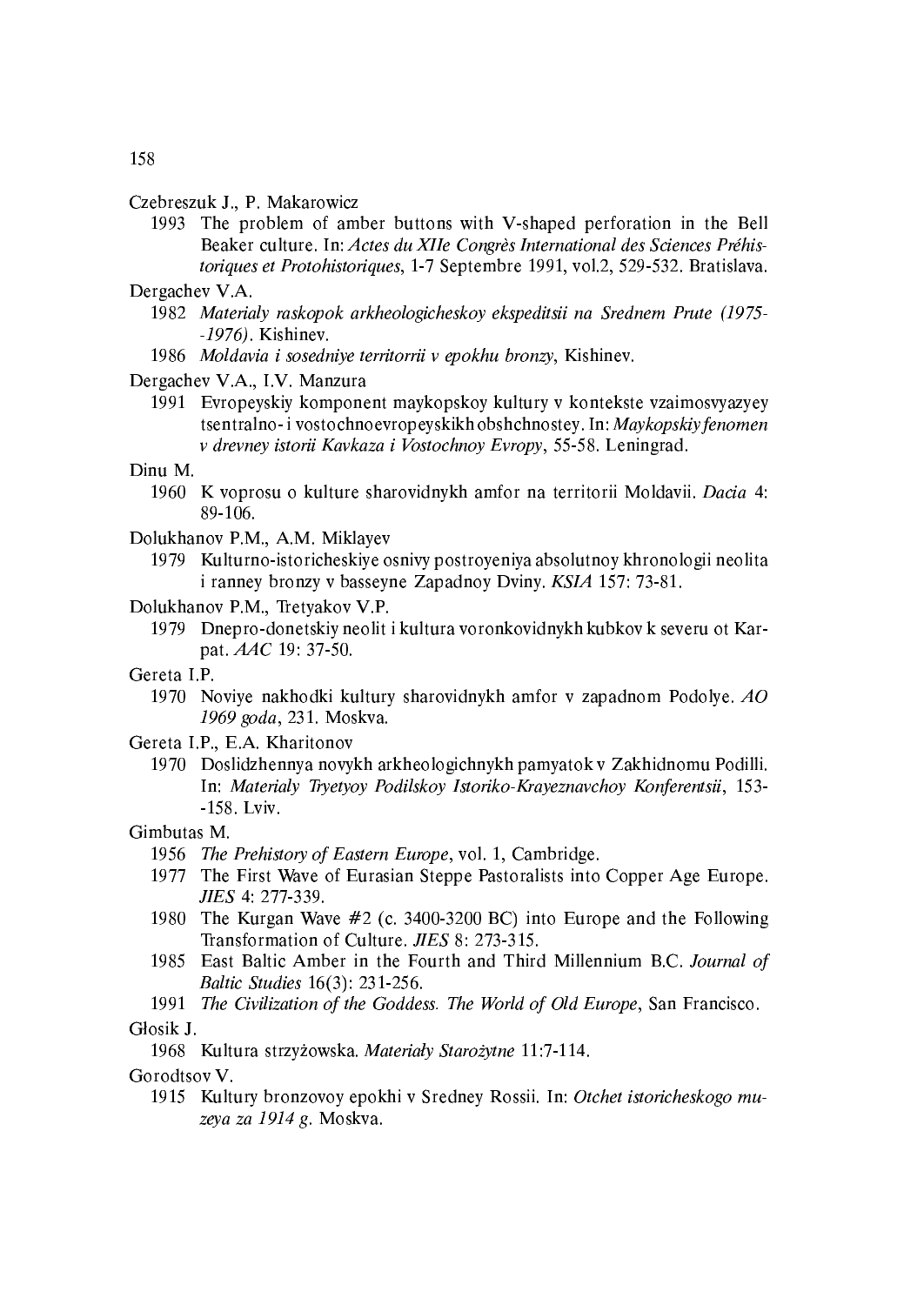Czebreszuk J., P. Makarowicz

1993 The problem of amber buttons with V-shaped perforation in the Bell Beaker culture. In: *Actes du XIIe Congrès International des Sciences Préhistoriques et Protohistoriques*, 1-7 Septembre 1991, vol.2, 529-532. Bratislava.

Dergachev V.A.

1982 *Materialy raskopok arkheologicheskoy ekspeditsii na Srednem Prute (1975--1976)*. Kishinev.

1986 *Moldavia i sosedniye territorii v epokhu bronzy*, Kishinev.

Dergachev V.A., I.V. Manzura

1991 Evropeyskiy komponent maykopskoy kultury v kontekste vzaimosvyazyey tsentralno- i vostochnoevropeyskikh obshchnostey. In: *Maykopskiy fenomen v drevney istorii Kavkaza i Vostochnoy Evropy*, 55-58. Leningrad.

Dinu M.

1960 K voprosu o kulture sharovidnykh amfor na territorii Moldavii. *Dacia* 4: 89-106.

Dolukhanov P.M., A.M. Miklayev

1979 Kulturno-istoricheskiye osnivy postroyeniya absolutnoy khronologii neolita i ranney bronzy v basseyne Zapadnoy Dviny. *KSIA* 157: 73-81.

Dolukhanov P.M., Tretyakov V.P.

1979 Dnepro-donetskiy neolit i kultura voronkovidnykh kubkov k severu ot Karpat. *AAC* 19: 37-50.

Gereta I.P.

1970 Noviye nakhodki kultury sharovidnykh amfor v zapadnom Podolye. *AO 1969 goda*, 231. Moskva.

Gereta I.P., E.A. Kharitonov

1970 Doslidzhennya novykh arkheologichnykh pamyatok v Zakhidnomu Podilli. In: *Materialy Tryetyoy Podilskoy Istoriko-Krayeznavchoy Konferentsii*, 153--158. Lviv.

Gimbutas M.

1956 *The Prehistory of Eastern Europe*, vol. 1, Cambridge.

1977 The First Wave of Eurasian Steppe Pastoralists into Copper Age Europe. *JIES* 4: 277-339.

1980 The Kurgan Wave #2 (c. 3400-3200 BC) into Europe and the Following Transformation of Culture. *JIES* 8: 273-315.

1985 East Baltic Amber in the Fourth and Third Millennium B.C. *Journal of Baltic Studies* 16(3): 231-256.

1991 *The Civilization of the Goddess. The World of Old Europe*, San Francisco.

Głosik J.

1968 Kultura strzyżowska. *Materiały Starożytne* 11:7-114.

Gorodtsov V.

1915 Kultury bronzovoy epokhi v Sredney Rossii. In: *Otchet istoricheskogo muzeya za 1914 g*. Moskva.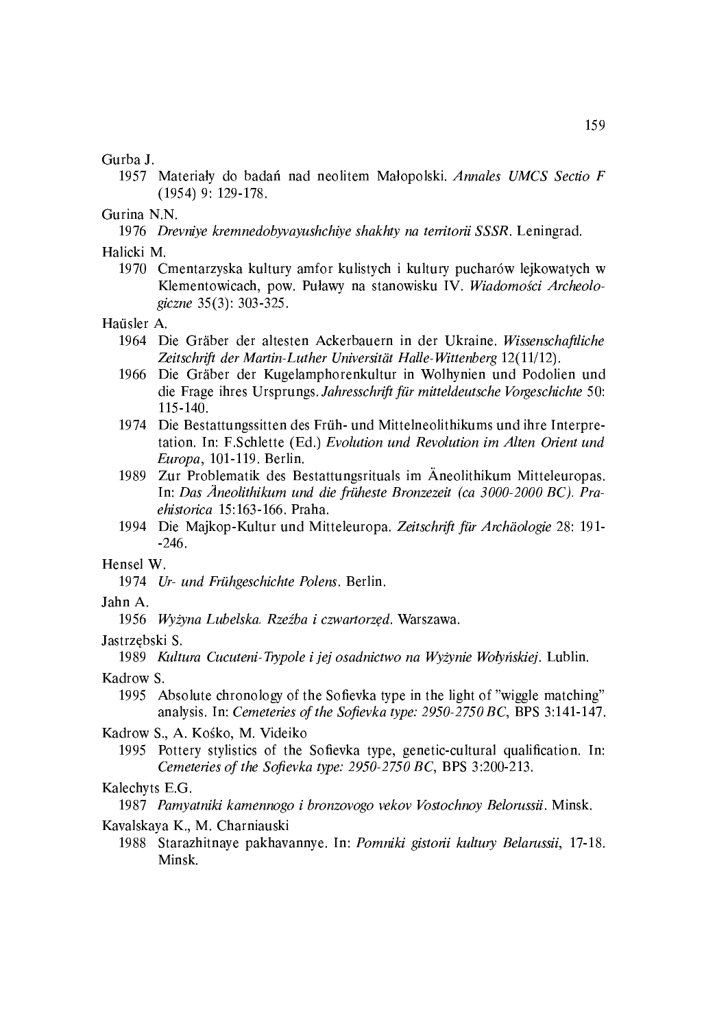Gurba J.

1957 Materiały do badań nad neolitem Małopolski. *Annales UMCS Sectio F* (1954) 9: 129-178.

Gurina N.N.

1976 *Drevniye kremnedobyvayushchiye shakhty na territorii SSSR*. Leningrad.

Halicki M.

1970 Cmentarzyska kultury amfor kulistych i kultury pucharów lejkowatych w Klementowicach, pow. Puławy na stanowisku IV. *Wiadomości Archeologiczne* 35(3): 303-325.

Haüsler A.

1964 Die Gräber der altesten Ackerbauern in der Ukraine. *Wissenschaftliche Zeitschrift der Martin-Luther Universität Halle-Wittenberg* 12(11/12).

1966 Die Gräber der Kugelamphorenkultur in Wolhynien und Podolien und die Frage ihres Ursprungs. *Jahresschrift für mitteldeutsche Vorgeschichte* 50: 115-140.

1974 Die Bestattungssitten des Früh- und Mittelneolithikums und ihre Interpretation. In: F.Schlette (Ed.) *Evolution und Revolution im Alten Orient und Europa*, 101-119. Berlin.

1989 Zur Problematik des Bestattungsrituals im Äneolithikum Mitteleuropas. In: *Das Äneolithikum und die früheste Bronzezeit (ca 3000-2000 BC). Praehistorica* 15:163-166. Praha.

1994 Die Majkop-Kultur und Mitteleuropa. *Zeitschrift für Archäologie* 28: 191--246.

Hensel W.

1974 *Ur- und Frühgeschichte Polens*. Berlin.

Jahn A.

1956 *Wyżyna Lubelska. Rzeźba i czwartorzęd*. Warszawa.

Jastrzębski S.

1989 *Kultura Cucuteni-Trypole i jej osadnictwo na Wyżynie Wołyńskiej*. Lublin.

Kadrow S.

1995 Absolute chronology of the Sofievka type in the light of "wiggle matching" analysis. In: *Cemeteries of the Sofievka type: 2950-2750 BC*, BPS 3:141-147.

Kadrow S., A. Kośko, M. Videiko

1995 Pottery stylistics of the Sofievka type, genetic-cultural qualification. In: *Cemeteries of the Sofievka type: 2950-2750 BC*, BPS 3:200-213.

Kalechyts E.G.

1987 *Pamyatniki kamennogo i bronzovogo vekov Vostochnoy Belorussii*. Minsk.

Kavalskaya K., M. Charniauski

1988 Starazhitnaye pakhavannye. In: *Pomniki gistorii kultury Belarussii*, 17-18. Minsk.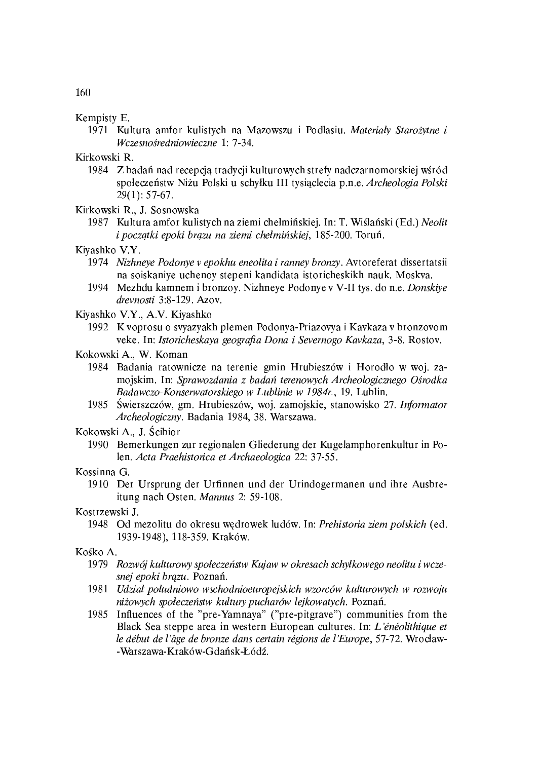Kempisty E.

1971 Kultura amfor kulistych na Mazowszu i Podlasiu. *Materiały Starożytne i Wczesnośredniowieczne* 1: 7-34.

Kirkowski R.

1984 Z badań nad recepcją tradycji kulturowych strefy nadczarnomorskiej wśród społeczeństw Niżu Polski u schyłku III tysiąclecia p.n.e. *Archeologia Polski* 29(1): 57-67.

Kirkowski R., J. Sosnowska

1987 Kultura amfor kulistych na ziemi chełmińskiej. In: T. Wiślański (Ed.) *Neolit i początki epoki brązu na ziemi chełmińskiej*, 185-200. Toruń.

Kiyashko V.Y.

1974 *Nizhneye Podonye v epokhu eneolita i ranney bronzy*. Avtoreferat dissertatsii na soiskaniye uchenoy stepeni kandidata istoricheskikh nauk. Moskva.

1994 Mezhdu kamnem i bronzoy. Nizhneye Podonye v V-II tys. do n.e. *Donskiye drevnosti* 3:8-129. Azov.

Kiyashko V.Y., A.V. Kiyashko

1992 K voprosu o svyazyakh plemen Podonya-Priazovya i Kavkaza v bronzovom veke. In: *Istoricheskaya geografia Dona i Severnogo Kavkaza*, 3-8. Rostov.

Kokowski A., W. Koman

1984 Badania ratownicze na terenie gmin Hrubieszów i Horodło w woj. zamojskim. In: *Sprawozdania z badań terenowych Archeologicznego Ośrodka Badawczo-Konserwatorskiego w Lublinie w 1984r.*, 19. Lublin.

1985 Świerszczów, gm. Hrubieszów, woj. zamojskie, stanowisko 27. *Informator Archeologiczny*. Badania 1984, 38. Warszawa.

Kokowski A., J. Ścibior

1990 Bemerkungen zur regionalen Gliederung der Kugelamphorenkultur in Polen. *Acta Praehistorica et Archaeologica* 22: 37-55.

Kossinna G.

1910 Der Ursprung der Urfinnen und der Urindogermanen und ihre Ausbreitung nach Osten. *Mannus* 2: 59-108.

Kostrzewski J.

1948 Od mezolitu do okresu wędrowek ludów. In: *Prehistoria ziem polskich* (ed. 1939-1948), 118-359. Kraków.

Kośko A.

1979 *Rozwój kulturowy społeczeństw Kujaw w okresach schyłkowego neolitu i wczesnej epoki brązu*. Poznań.

1981 *Udział południowo-wschodnioeuropejskich wzorców kulturowych w rozwoju niżowych społeczeństw kultury pucharów lejkowatych*. Poznań.

1985 Influences of the "pre-Yamnaya" ("pre-pitgrave") communities from the Black Sea steppe area in western European cultures. In: *L'énéolithique et le début de l'âge de bronze dans certain régions de l'Europe*, 57-72. Wrocław-Warszawa-Kraków-Gdańsk-Łódź.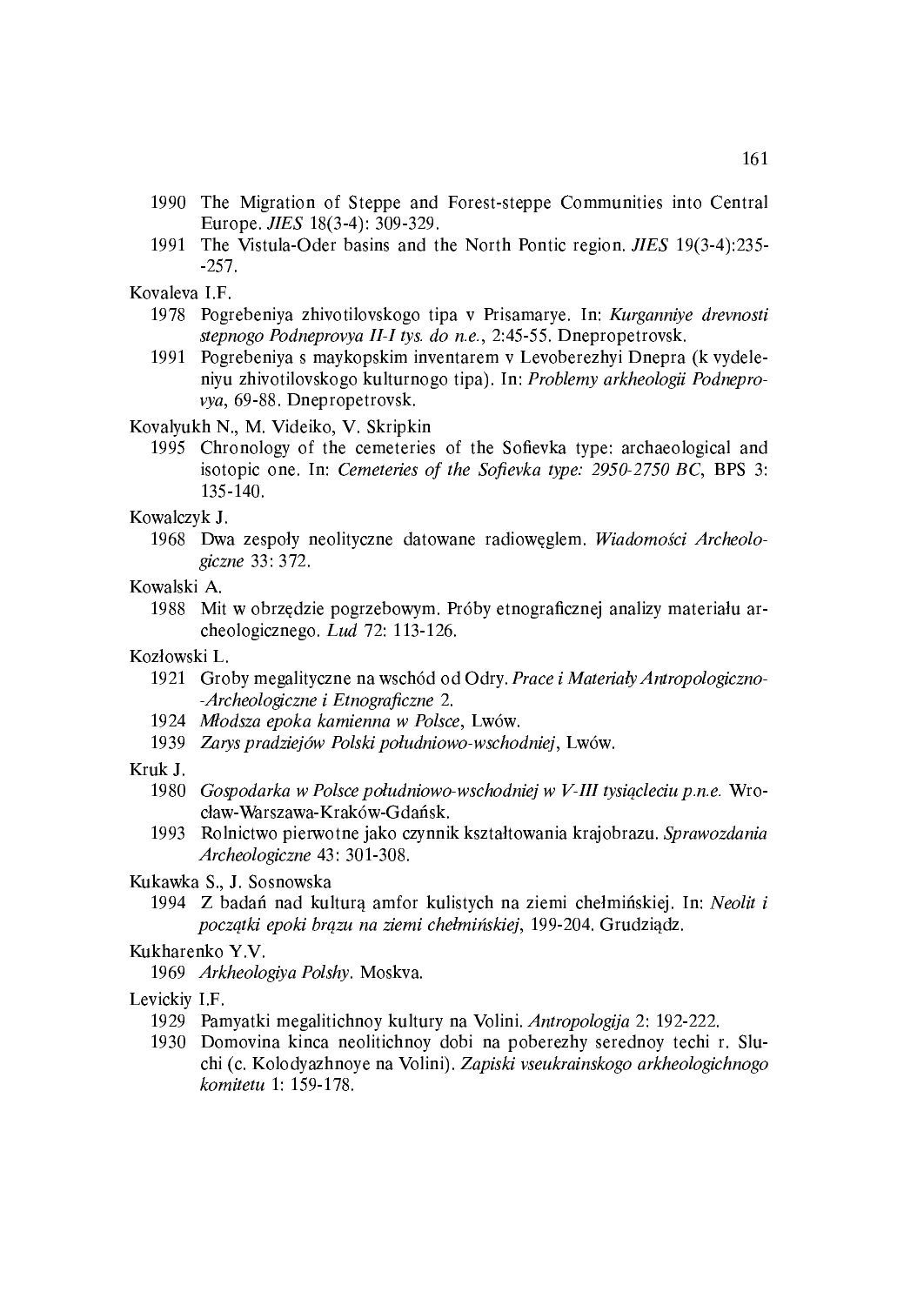1990 The Migration of Steppe and Forest-steppe Communities into Central Europe. *JIES* 18(3-4): 309-329.

1991 The Vistula-Oder basins and the North Pontic region. *JIES* 19(3-4):235--257.

Kovaleva I.F.

1978 Pogrebeniya zhivotilovskogo tipa v Prisamarye. In: *Kurganniye drevnosti stepnogo Podneprovya II-I tys. do n.e.*, 2:45-55. Dnepropetrovsk.

1991 Pogrebeniya s maykopskim inventarem v Levoberezhyi Dnepra (k vydeleniyu zhivotilovskogo kulturnogo tipa). In: *Problemy arkheologii Podneprovya*, 69-88. Dnepropetrovsk.

Kovalyukh N., M. Videiko, V. Skripkin

1995 Chronology of the cemeteries of the Sofievka type: archaeological and isotopic one. In: *Cemeteries of the Sofievka type: 2950-2750 BC*, BPS 3: 135-140.

Kowalczyk J.

1968 Dwa zespoły neolityczne datowane radiowęglem. *Wiadomości Archeologiczne* 33: 372.

Kowalski A.

1988 Mit w obrzędzie pogrzebowym. Próby etnograficznej analizy materiału archeologicznego. *Lud* 72: 113-126.

Kozłowski L.

1921 Groby megalityczne na wschód od Odry. *Prace i Materiały Antropologiczno--Archeologiczne i Etnograficzne* 2.

1924 *Młodsza epoka kamienna w Polsce*, Lwów.

1939 *Zarys pradziejów Polski południowo-wschodniej*, Lwów.

Kruk J.

1980 *Gospodarka w Polsce południowo-wschodniej w V-III tysiącleciu p.n.e.* Wrocław-Warszawa-Kraków-Gdańsk.

1993 Rolnictwo pierwotne jako czynnik kształtowania krajobrazu. *Sprawozdania Archeologiczne* 43: 301-308.

Kukawka S., J. Sosnowska

1994 Z badań nad kulturą amfor kulistych na ziemi chełmińskiej. In: *Neolit i początki epoki brązu na ziemi chełmińskiej*, 199-204. Grudziądz.

Kukharenko Y.V.

1969 *Arkheologiya Polshy*. Moskva.

Levickiy I.F.

1929 Pamyatki megalitichnoy kultury na Volini. *Antropologija* 2: 192-222.

1930 Domovina kinca neolitichnoy dobi na poberezhy serednoy techi r. Sluchi (c. Kolodyazhnoye na Volini). *Zapiski vseukrainskogo arkheologichnogo komitetu* 1: 159-178.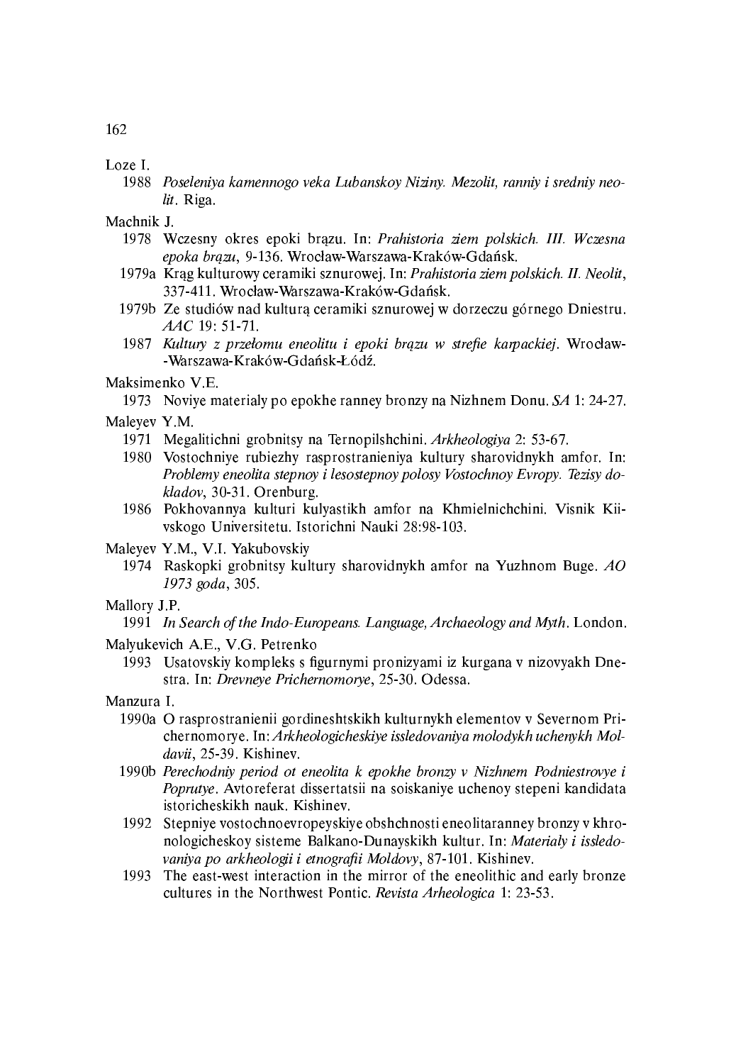Loze I.

1988 *Poseleniya kamennogo veka Lubanskoy Niziny. Mezolit, ranniy i sredniy neolit*. Riga.

Machnik J.

1978 Wczesny okres epoki brązu. In: *Prahistoria ziem polskich. III. Wczesna epoka brązu*, 9-136. Wrocław-Warszawa-Kraków-Gdańsk.

1979a Krąg kulturowy ceramiki sznurowej. In: *Prahistoria ziem polskich. II. Neolit*, 337-411. Wrocław-Warszawa-Kraków-Gdańsk.

1979b Ze studiów nad kulturą ceramiki sznurowej w dorzeczu górnego Dniestru. *AAC* 19: 51-71.

1987 *Kultury z przełomu eneolitu i epoki brązu w strefie karpackiej*. Wrocław-Warszawa-Kraków-Gdańsk-Łódź.

Maksimenko V.E.

1973 Noviye materialy po epokhe ranney bronzy na Nizhnem Donu. *SA* 1: 24-27.

Maleyev Y.M.

1971 Megalitichni grobnitsy na Ternopilshchini. *Arkheologiya* 2: 53-67.

1980 Vostochniye rubiezhy rasprostranieniya kultury sharovidnykh amfor. In: *Problemy eneolita stepnoy i lesostepnoy polosy Vostochnoy Evropy. Tezisy dokladov*, 30-31. Orenburg.

1986 Pokhovannya kulturi kulyastikh amfor na Khmielnichchini. Visnik Kiivskogo Universitetu. Istorichni Nauki 28:98-103.

Maleyev Y.M., V.I. Yakubovskiy

1974 Raskopki grobnitsy kultury sharovidnykh amfor na Yuzhnom Buge. *AO 1973 goda*, 305.

Mallory J.P.

1991 *In Search of the Indo-Europeans. Language, Archaeology and Myth*. London.

Malyukevich A.E., V.G. Petrenko

1993 Usatovskiy kompleks s figurnymi pronizyami iz kurgana v nizovyakh Dnestra. In: *Drevneye Prichernomorye*, 25-30. Odessa.

Manzura I.

1990a O rasprostranienii gordineshtskikh kulturnykh elementov v Severnom Prichernomorye. In: *Arkheologicheskiye issledovaniya molodykh uchenykh Moldavii*, 25-39. Kishinev.

1990b *Perechodniy period ot eneolita k epokhe bronzy v Nizhnem Podniestrovye i Poprutye*. Avtoreferat dissertatsii na soiskaniye uchenoy stepeni kandidata istoricheskikh nauk. Kishinev.

1992 Stepniye vostochnoevropeyskiye obshchnosti eneolitaranney bronzy v khronologicheskoy sisteme Balkano-Dunayskikh kultur. In: *Materialy i issledovaniya po arkheologii i etnografii Moldovy*, 87-101. Kishinev.

1993 The east-west interaction in the mirror of the eneolithic and early bronze cultures in the Northwest Pontic. *Revista Arheologica* 1: 23-53.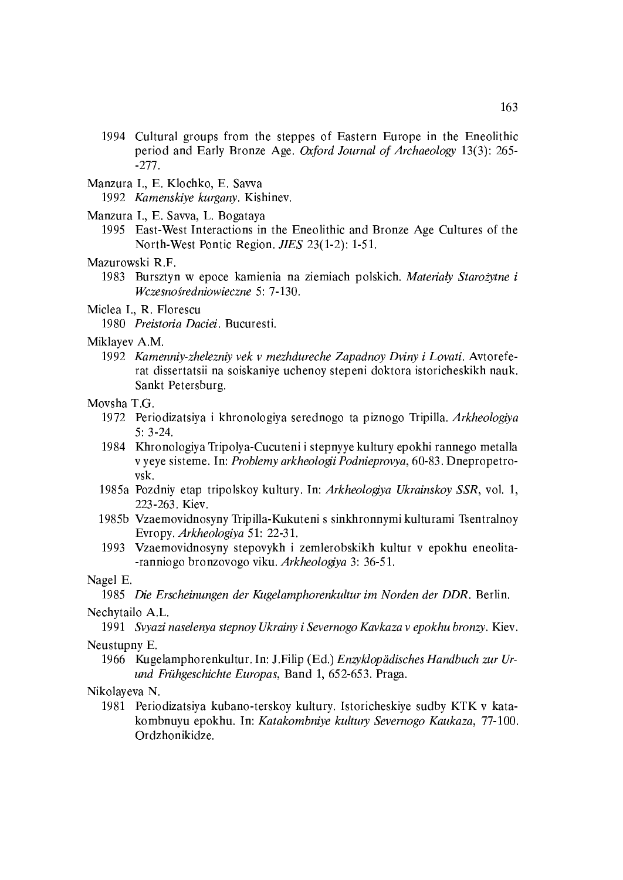1994 Cultural groups from the steppes of Eastern Europe in the Eneolithic period and Early Bronze Age. *Oxford Journal of Archaeology* 13(3): 265--277.

Manzura I., E. Klochko, E. Savva

1992 *Kamenskiye kurgany*. Kishinev.

Manzura I., E. Savva, L. Bogataya

1995 East-West Interactions in the Eneolithic and Bronze Age Cultures of the North-West Pontic Region. *JIES* 23(1-2): 1-51.

Mazurowski R.F.

1983 Bursztyn w epoce kamienia na ziemiach polskich. *Materiały Starożytne i Wczesnośredniowieczne* 5: 7-130.

Miclea I., R. Florescu

1980 *Preistoria Daciei*. Bucuresti.

Miklayev A.M.

1992 *Kamenniy-zhelezniy vek v mezhdureche Zapadnoy Dviny i Lovati*. Avtoreferat dissertatsii na soiskaniye uchenoy stepeni doktora istoricheskikh nauk. Sankt Petersburg.

Movsha T.G.

1972 Periodizatsiya i khronologiya serednogo ta piznogo Tripilla. *Arkheologiya* 5: 3-24.

1984 Khronologiya Tripolya-Cucuteni i stepnyye kultury epokhi rannego metalla v yeye sisteme. In: *Problemy arkheologii Podnieprovya*, 60-83. Dnepropetrovsk.

1985a Pozdniy etap tripolskoy kultury. In: *Arkheologiya Ukrainskoy SSR*, vol. 1, 223-263. Kiev.

1985b Vzaemovidnosyny Tripilla-Kukuteni s sinkhronnymi kulturami Tsentralnoy Evropy. *Arkheologiya* 51: 22-31.

1993 Vzaemovidnosyny stepovykh i zemlerobskikh kultur v epokhu eneolita--ranniogo bronzovogo viku. *Arkheologiya* 3: 36-51.

Nagel E.

1985 *Die Erscheinungen der Kugelamphorenkultur im Norden der DDR*. Berlin.

Nechytailo A.L.

1991 *Svyazi naselenya stepnoy Ukrainy i Severnogo Kavkaza v epokhu bronzy*. Kiev.

Neustupny E.

1966 Kugelamphorenkultur. In: J.Filip (Ed.) *Enzyklopädisches Handbuch zur Ur- und Frühgeschichte Europas*, Band 1, 652-653. Praga.

Nikolayeva N.

1981 Periodizatsiya kubano-terskoy kultury. Istoricheskiye sudby KTK v katakombnuyu epokhu. In: *Katakombniye kultury Severnogo Kaukaza*, 77-100. Ordzhonikidze.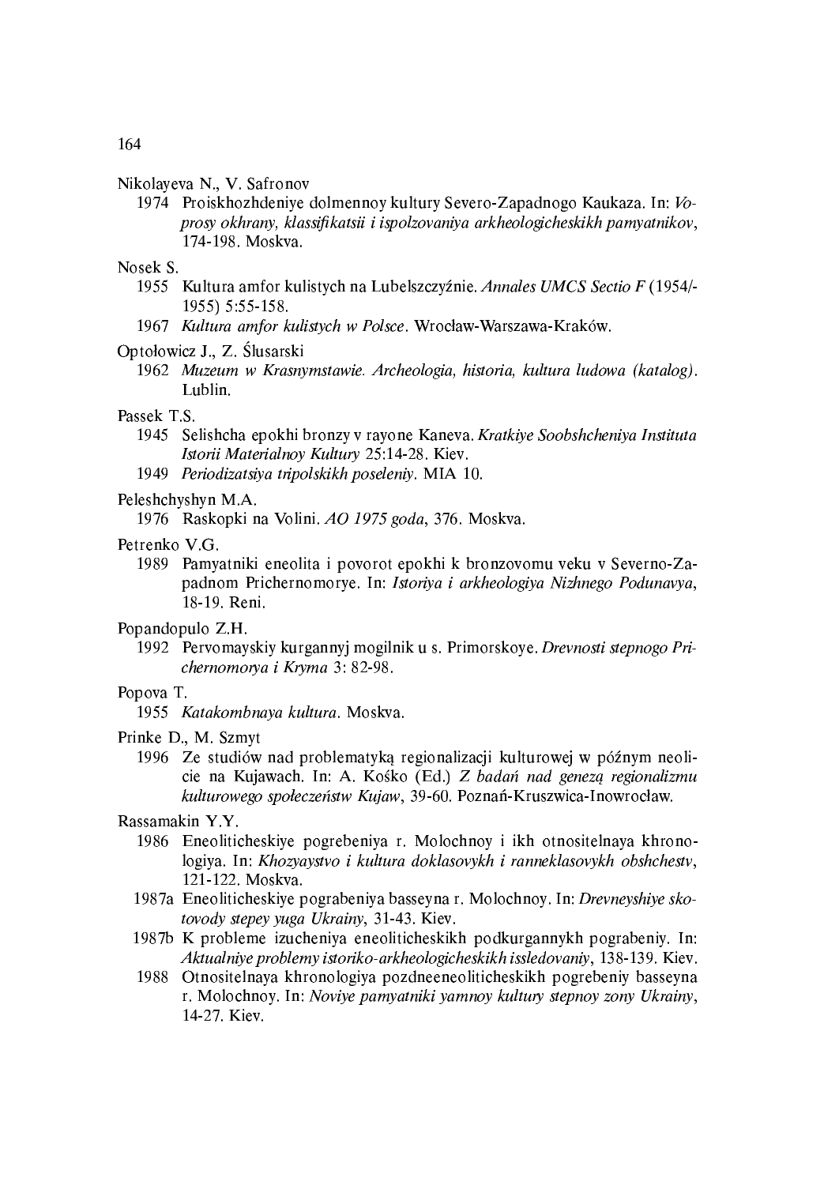Nikolayeva N., V. Safronov

1974 Proiskhozhdeniye dolmennoy kultury Severo-Zapadnogo Kaukaza. In: *Voprosy okhrany, klassifikatsii i ispolzovaniya arkheologicheskikh pamyatnikov*, 174-198. Moskva.

Nosek S.

1955 Kultura amfor kulistych na Lubelszczyźnie. *Annales UMCS Sectio F* (1954/-1955) 5:55-158.

1967 *Kultura amfor kulistych w Polsce*. Wrocław-Warszawa-Kraków.

Optołowicz J., Z. Ślusarski

1962 *Muzeum w Krasnymstawie. Archeologia, historia, kultura ludowa (katalog)*. Lublin.

Passek T.S.

1945 Selishcha epokhi bronzy v rayone Kaneva. *Kratkiye Soobshcheniya Instituta Istorii Materialnoy Kultury* 25:14-28. Kiev.

1949 *Periodizatsiya tripolskikh poseleniy*. MIA 10.

Peleshchyshyn M.A.

1976 Raskopki na Volini. *AO 1975 goda*, 376. Moskva.

Petrenko V.G.

1989 Pamyatniki eneolita i povorot epokhi k bronzovomu veku v Severno-Zapadnom Prichernomorye. In: *Istoriya i arkheologiya Nizhnego Podunavya*, 18-19. Reni.

Popandopulo Z.H.

1992 Pervomayskiy kurgannyj mogilnik u s. Primorskoye. *Drevnosti stepnogo Prichernomorya i Kryma* 3: 82-98.

Popova T.

1955 *Katakombnaya kultura*. Moskva.

Prinke D., M. Szmyt

1996 Ze studiów nad problematyką regionalizacji kulturowej w późnym neolicie na Kujawach. In: A. Kośko (Ed.) *Z badań nad genezą regionalizmu kulturowego społeczeństw Kujaw*, 39-60. Poznań-Kruszwica-Inowrocław.

Rassamakin Y.Y.

1986 Eneoliticheskiye pogrebeniya r. Molochnoy i ikh otnositelnaya khronologiya. In: *Khozyaystvo i kultura doklasovykh i ranneklasovykh obshchestv*, 121-122. Moskva.

1987a Eneoliticheskiye pograbeniya basseyna r. Molochnoy. In: *Drevneyshiye skotovody stepey yuga Ukrainy*, 31-43. Kiev.

1987b K probleme izucheniya eneoliticheskikh podkurgannykh pograbeniy. In: *Aktualniye problemy istoriko-arkheologicheskikh issledovaniy*, 138-139. Kiev.

1988 Otnositelnaya khronologiya pozdneeneoliticheskikh pogrebeniy basseyna r. Molochnoy. In: *Noviye pamyatniki yamnoy kultury stepnoy zony Ukrainy*, 14-27. Kiev.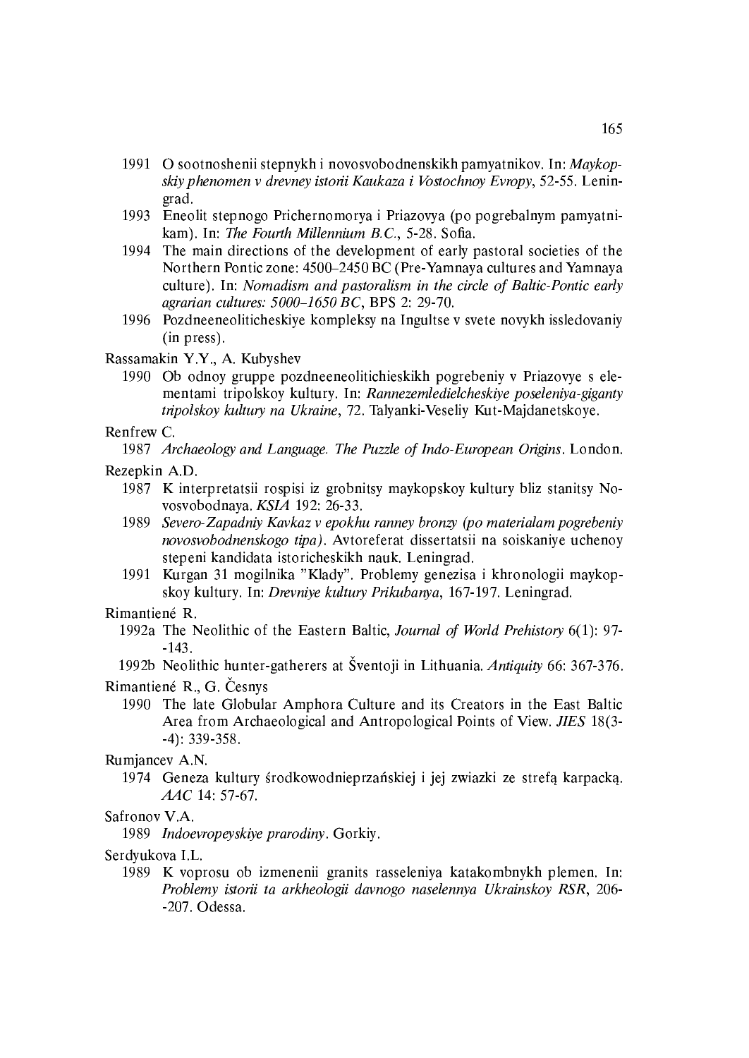1991 O sootnoshenii stepnykh i novosvobodnenskikh pamyatnikov. In: *Maykopskiy phenomen v drevney istorii Kaukaza i Vostochnoy Evropy*, 52-55. Leningrad.

1993 Eneolit stepnogo Prichernomorya i Priazovya (po pogrebalnym pamyatnikam). In: *The Fourth Millennium B.C.*, 5-28. Sofia.

1994 The main directions of the development of early pastoral societies of the Northern Pontic zone: 4500–2450 BC (Pre-Yamnaya cultures and Yamnaya culture). In: *Nomadism and pastoralism in the circle of Baltic-Pontic early agrarian cultures: 5000–1650 BC*, BPS 2: 29-70.

1996 Pozdneeneoliticheskiye kompleksy na Ingultse v svete novykh issledovaniy (in press).

Rassamakin Y.Y., A. Kubyshev

1990 Ob odnoy gruppe pozdneeneolitichieskikh pogrebeniy v Priazovye s elementami tripolskoy kultury. In: *Rannezemledielcheskiye poseleniya-giganty tripolskoy kultury na Ukraine*, 72. Talyanki-Veseliy Kut-Majdanetskoye.

Renfrew C.

1987 *Archaeology and Language. The Puzzle of Indo-European Origins*. London.

Rezepkin A.D.

1987 K interpretatsii rospisi iz grobnitsy maykopskoy kultury bliz stanitsy Novosvobodnaya. *KSIA* 192: 26-33.

1989 *Severo-Zapadniy Kavkaz v epokhu ranney bronzy (po materialam pogrebeniy novosvobodnenskogo tipa)*. Avtoreferat dissertatsii na soiskaniye uchenoy stepeni kandidata istoricheskikh nauk. Leningrad.

1991 Kurgan 31 mogilnika "Klady". Problemy genezisa i khronologii maykopskoy kultury. In: *Drevniye kultury Prikubanya*, 167-197. Leningrad.

Rimantiené R.

1992a The Neolithic of the Eastern Baltic, *Journal of World Prehistory* 6(1): 97--143.

1992b Neolithic hunter-gatherers at Šventoji in Lithuania. *Antiquity* 66: 367-376.

Rimantiené R., G. Česnys

1990 The late Globular Amphora Culture and its Creators in the East Baltic Area from Archaeological and Antropological Points of View. *JIES* 18(3--4): 339-358.

Rumjancev A.N.

1974 Geneza kultury środkowodnieprzańskiej i jej zwiazki ze strefą karpacką. *AAC* 14: 57-67.

Safronov V.A.

1989 *Indoevropeyskiye prarodiny*. Gorkiy.

Serdyukova I.L.

1989 K voprosu ob izmenenii granits rasseleniya katakombnykh plemen. In: *Problemy istorii ta arkheologii davnogo naselennya Ukrainskoy RSR*, 206--207. Odessa.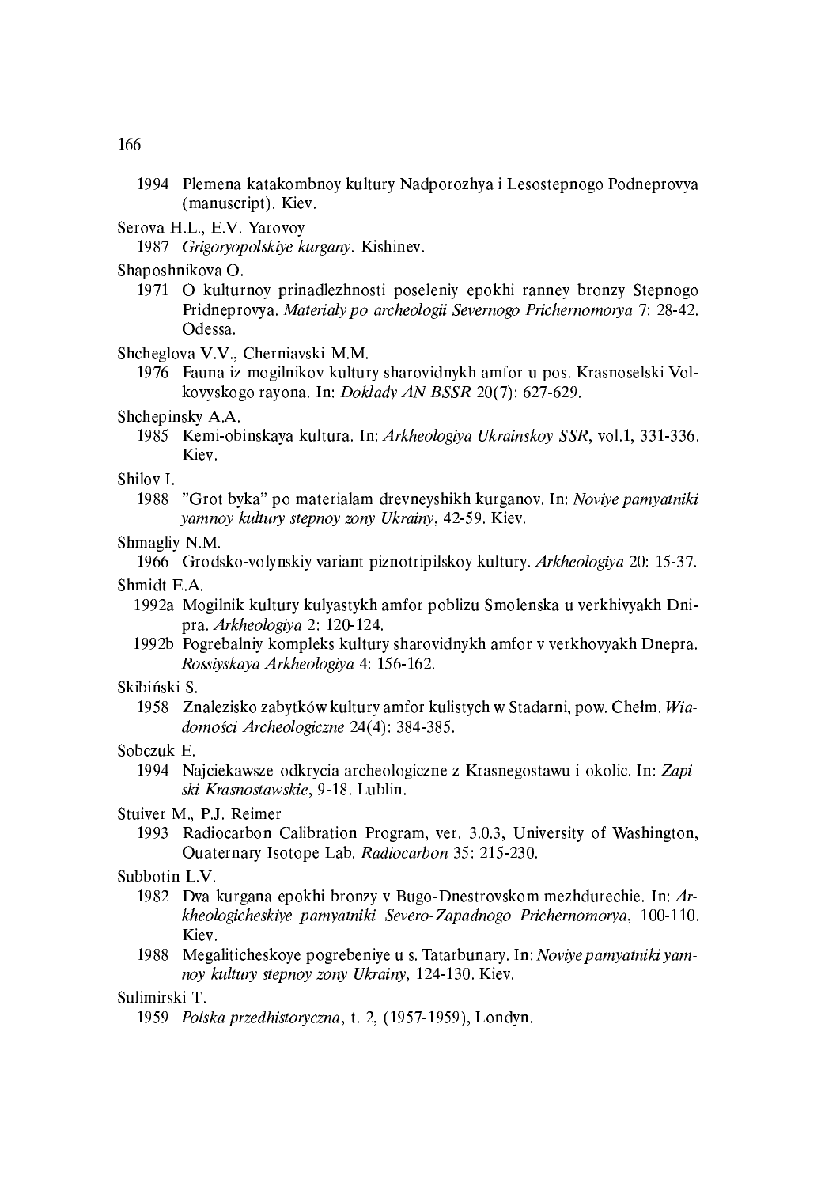1994 Plemena katakombnoy kultury Nadporozhya i Lesostepnogo Podneprovya (manuscript). Kiev.

Serova H.L., E.V. Yarovoy

1987 *Grigoryopolskiye kurgany.* Kishinev.

Shaposhnikova O.

1971 O kulturnoy prinadlezhnosti poseleniy epokhi ranney bronzy Stepnogo Pridneprovya. *Materialy po archeologii Severnogo Prichernomorya* 7: 28-42. Odessa.

Shcheglova V.V., Cherniavski M.M.

1976 Fauna iz mogilnikov kultury sharovidnykh amfor u pos. Krasnoselski Volkovyskogo rayona. In: *Doklady AN BSSR* 20(7): 627-629.

Shchepinsky A.A.

1985 Kemi-obinskaya kultura. In: *Arkheologiya Ukrainskoy SSR*, vol.1, 331-336. Kiev.

Shilov I.

1988 "Grot byka" po materialam drevneyshikh kurganov. In: *Noviye pamyatniki yamnoy kultury stepnoy zony Ukrainy*, 42-59. Kiev.

Shmagliy N.M.

1966 Grodsko-volynskiy variant piznotripilskoy kultury. *Arkheologiya* 20: 15-37.

Shmidt E.A.

1992a Mogilnik kultury kulyastykh amfor poblizu Smolenska u verkhivyakh Dnipra. *Arkheologiya* 2: 120-124.

1992b Pogrebalniy kompleks kultury sharovidnykh amfor v verkhovyakh Dnepra. *Rossiyskaya Arkheologiya* 4: 156-162.

Skibiński S.

1958 Znalezisko zabytków kultury amfor kulistych w Stadarni, pow. Chełm. *Wiadomości Archeologiczne* 24(4): 384-385.

Sobczuk E.

1994 Najciekawsze odkrycia archeologiczne z Krasnegostawu i okolic. In: *Zapiski Krasnostawskie*, 9-18. Lublin.

Stuiver M., P.J. Reimer

1993 Radiocarbon Calibration Program, ver. 3.0.3, University of Washington, Quaternary Isotope Lab. *Radiocarbon* 35: 215-230.

Subbotin L.V.

1982 Dva kurgana epokhi bronzy v Bugo-Dnestrovskom mezhdurechie. In: *Arkheologicheskiye pamyatniki Severo-Zapadnogo Prichernomorya*, 100-110. Kiev.

1988 Megaliticheskoye pogrebeniye u s. Tatarbunary. In: *Noviye pamyatniki yamnoy kultury stepnoy zony Ukrainy*, 124-130. Kiev.

Sulimirski T.

1959 *Polska przedhistoryczna*, t. 2, (1957-1959), Londyn.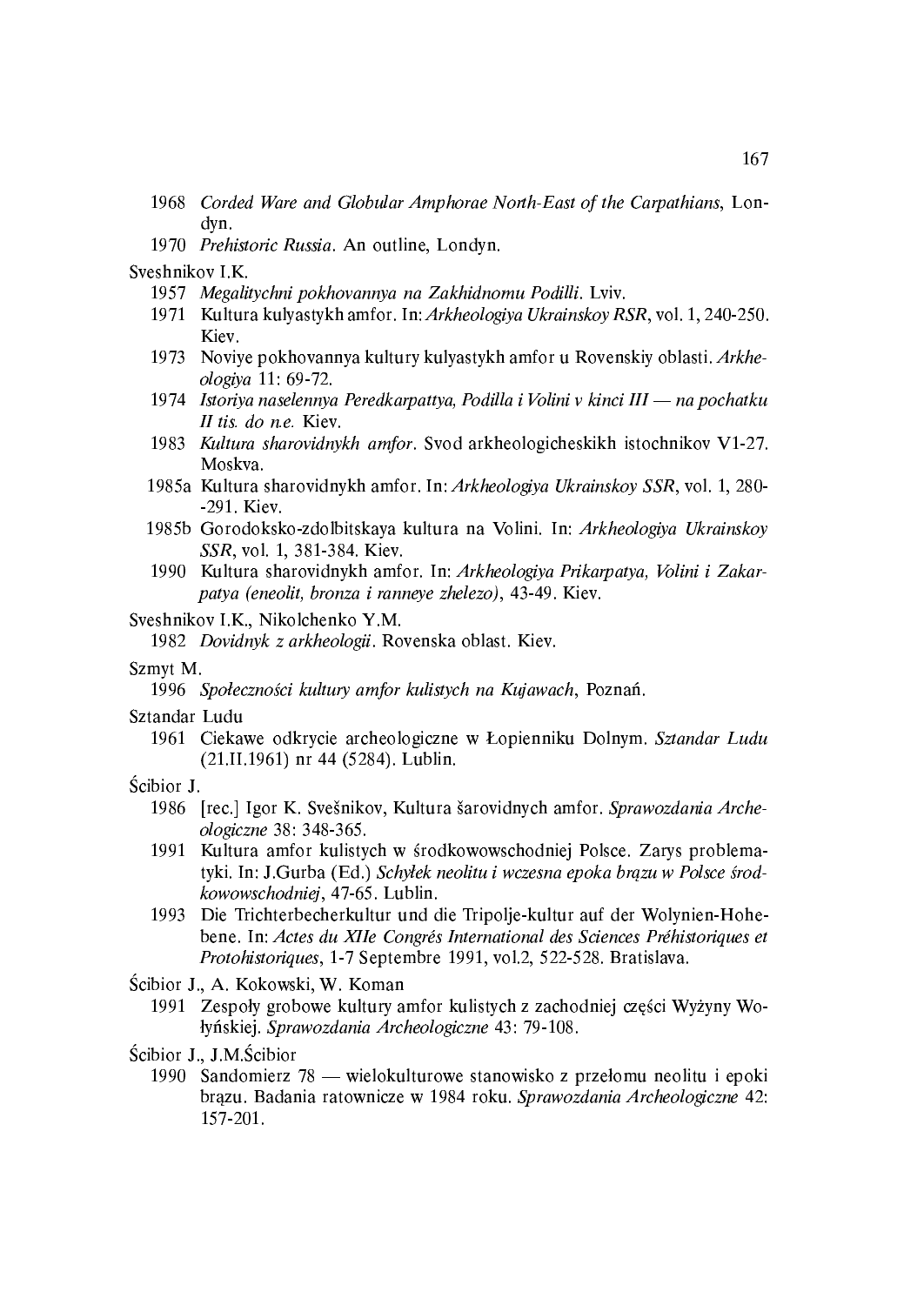1968 *Corded Ware and Globular Amphorae North-East of the Carpathians*, Londyn.

1970 *Prehistoric Russia*. An outline, Londyn.

Sveshnikov I.K.

1957 *Megalitychni pokhovannya na Zakhidnomu Podilli*. Lviv.

1971 Kultura kulyastykh amfor. In: *Arkheologiya Ukrainskoy RSR*, vol. 1, 240-250. Kiev.

1973 Noviye pokhovannya kultury kulyastykh amfor u Rovenskiy oblasti. *Arkheologiya* 11: 69-72.

1974 *Istoriya naselennya Peredkarpattya, Podilla i Volini v kinci III — na pochatku II tis. do n.e.* Kiev.

1983 *Kultura sharovidnykh amfor*. Svod arkheologicheskikh istochnikov V1-27. Moskva.

1985a Kultura sharovidnykh amfor. In: *Arkheologiya Ukrainskoy SSR*, vol. 1, 280--291. Kiev.

1985b Gorodoksko-zdolbitskaya kultura na Volini. In: *Arkheologiya Ukrainskoy SSR*, vol. 1, 381-384. Kiev.

1990 Kultura sharovidnykh amfor. In: *Arkheologiya Prikarpatya, Volini i Zakarpatya (eneolit, bronza i ranneye zhelezo)*, 43-49. Kiev.

Sveshnikov I.K., Nikolchenko Y.M.

1982 *Dovidnyk z arkheologii*. Rovenska oblast. Kiev.

Szmyt M.

1996 *Społeczności kultury amfor kulistych na Kujawach*, Poznań.

Sztandar Ludu

1961 Ciekawe odkrycie archeologiczne w Łopienniku Dolnym. *Sztandar Ludu* (21.II.1961) nr 44 (5284). Lublin.

Ścibior J.

1986 [rec.] Igor K. Svešnikov, Kultura šarovidnych amfor. *Sprawozdania Archeologiczne* 38: 348-365.

1991 Kultura amfor kulistych w środkowowschodniej Polsce. Zarys problematyki. In: J.Gurba (Ed.) *Schyłek neolitu i wczesna epoka brązu w Polsce środkowowschodniej*, 47-65. Lublin.

1993 Die Trichterbecherkultur und die Tripolje-kultur auf der Wolynien-Hohebene. In: *Actes du XIIe Congrés International des Sciences Préhistoriques et Protohistoriques*, 1-7 Septembre 1991, vol.2, 522-528. Bratislava.

Ścibior J., A. Kokowski, W. Koman

1991 Zespoły grobowe kultury amfor kulistych z zachodniej części Wyżyny Wołyńskiej. *Sprawozdania Archeologiczne* 43: 79-108.

Ścibior J., J.M.Ścibior

1990 Sandomierz 78 — wielokulturowe stanowisko z przełomu neolitu i epoki brązu. Badania ratownicze w 1984 roku. *Sprawozdania Archeologiczne* 42: 157-201.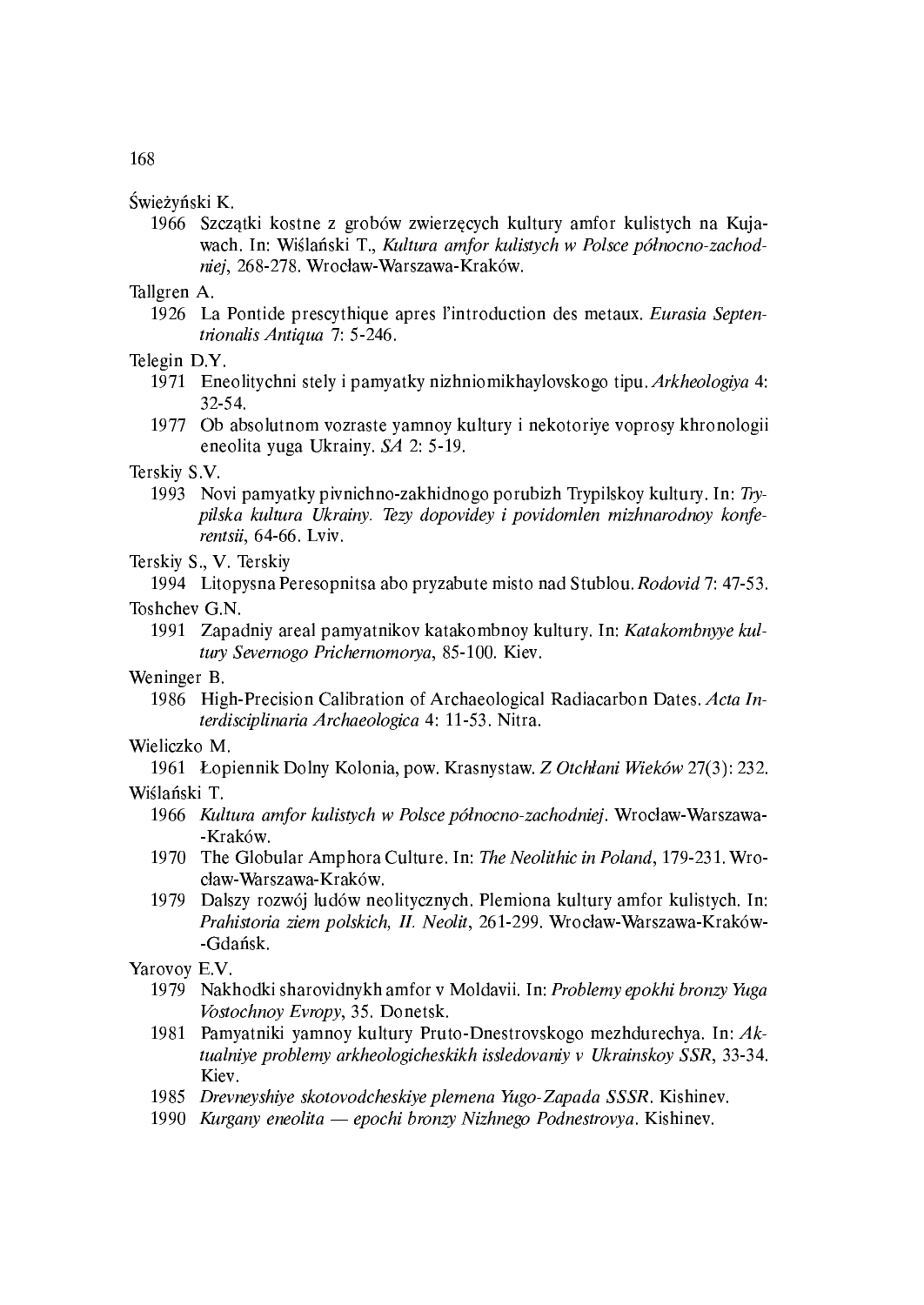Świeżyński K.

1966 Szczątki kostne z grobów zwierzęcych kultury amfor kulistych na Kujawach. In: Wiślański T., *Kultura amfor kulistych w Polsce północno-zachodniej*, 268-278. Wrocław-Warszawa-Kraków.

Tallgren A.

1926 La Pontide prescythique apres l'introduction des metaux. *Eurasia Septentrionalis Antiqua* 7: 5-246.

Telegin D.Y.

1971 Eneolitychni stely i pamyatky nizhniomikhaylovskogo tipu. *Arkheologiya* 4: 32-54.

1977 Ob absolutnom vozraste yamnoy kultury i nekotoriye voprosy khronologii eneolita yuga Ukrainy. *SA* 2: 5-19.

Terskiy S.V.

1993 Novi pamyatky pivnichno-zakhidnogo porubizh Trypilskoy kultury. In: *Trypilska kultura Ukrainy. Tezy dopovidey i povidomlen mizhnarodnoy konferentsii*, 64-66. Lviv.

Terskiy S., V. Terskiy

1994 Litopysna Peresopnitsa abo pryzabute misto nad Stublou. *Rodovid* 7: 47-53.

Toshchev G.N.

1991 Zapadniy areal pamyatnikov katakombnoy kultury. In: *Katakombnyye kultury Severnogo Prichernomorya*, 85-100. Kiev.

Weninger B.

1986 High-Precision Calibration of Archaeological Radiacarbon Dates. *Acta Interdisciplinaria Archaeologica* 4: 11-53. Nitra.

Wieliczko M.

1961 Łopiennik Dolny Kolonia, pow. Krasnystaw. *Z Otchłani Wieków* 27(3): 232.

Wiślański T.

1966 *Kultura amfor kulistych w Polsce północno-zachodniej*. Wrocław-Warszawa-Kraków.

1970 The Globular Amphora Culture. In: *The Neolithic in Poland*, 179-231. Wrocław-Warszawa-Kraków.

1979 Dalszy rozwój ludów neolitycznych. Plemiona kultury amfor kulistych. In: *Prahistoria ziem polskich, II. Neolit*, 261-299. Wrocław-Warszawa-Kraków-Gdańsk.

Yarovoy E.V.

1979 Nakhodki sharovidnykh amfor v Moldavii. In: *Problemy epokhi bronzy Yuga Vostochnoy Evropy*, 35. Donetsk.

1981 Pamyatniki yamnoy kultury Pruto-Dnestrovskogo mezhdurechya. In: *Aktualniye problemy arkheologicheskikh issledovaniy v Ukrainskoy SSR*, 33-34. Kiev.

1985 *Drevneyshiye skotovodcheskiye plemena Yugo-Zapada SSSR*. Kishinev.

1990 *Kurgany eneolita — epochi bronzy Nizhnego Podnestrovya*. Kishinev.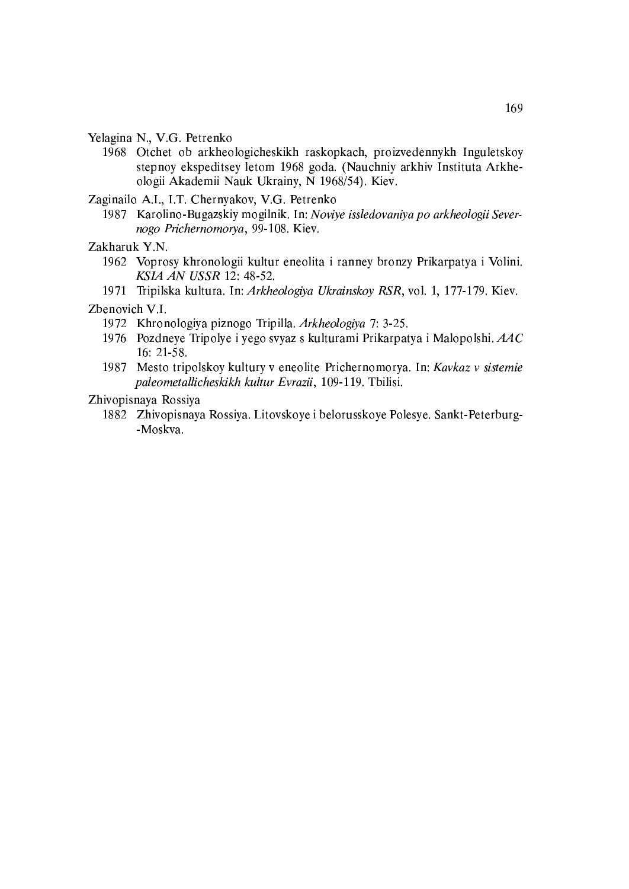Yelagina N., V.G. Petrenko

1968 Otchet ob arkheologicheskikh raskopkach, proizvedennykh Inguletskoy stepnoy ekspeditsey letom 1968 goda. (Nauchniy arkhiv Instituta Arkheologii Akademii Nauk Ukrainy, N 1968/54). Kiev.

Zaginailo A.I., I.T. Chernyakov, V.G. Petrenko

1987 Karolino-Bugazskiy mogilnik. In: *Noviye issledovaniya po arkheologii Severnogo Prichernomorya*, 99-108. Kiev.

Zakharuk Y.N.

1962 Voprosy khronologii kultur eneolita i ranney bronzy Prikarpatya i Volini. *KSIA AN USSR* 12: 48-52.

1971 Tripilska kultura. In: *Arkheologiya Ukrainskoy RSR*, vol. 1, 177-179. Kiev.

Zbenovich V.I.

1972 Khronologiya piznogo Tripilla. *Arkheologiya* 7: 3-25.

1976 Pozdneye Tripolye i yego svyaz s kulturami Prikarpatya i Malopolshi. *AAC* 16: 21-58.

1987 Mesto tripolskoy kultury v eneolite Prichernomorya. In: *Kavkaz v sistemie paleometallicheskikh kultur Evrazii*, 109-119. Tbilisi.

Zhivopisnaya Rossiya

1882 Zhivopisnaya Rossiya. Litovskoye i belorusskoye Polesye. Sankt-Peterburg--Moskva.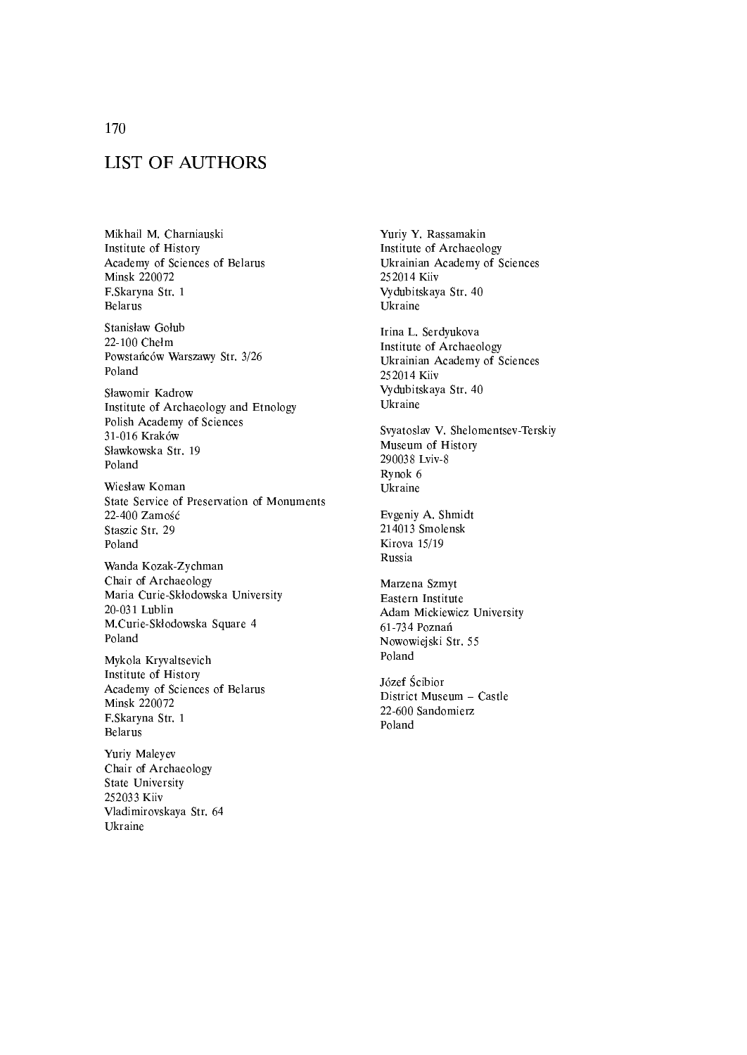# LIST OF AUTHORS

Mikhail M. Charniauski
Institute of History
Academy of Sciences of Belarus
Minsk 220072
F.Skaryna Str. 1
Belarus

Stanisław Gołub
22-100 Chełm
Powstańców Warszawy Str. 3/26
Poland

Sławomir Kadrow
Institute of Archaeology and Etnology
Polish Academy of Sciences
31-016 Kraków
Sławkowska Str. 19
Poland

Wiesław Koman
State Service of Preservation of Monuments
22-400 Zamość
Staszic Str. 29
Poland

Wanda Kozak-Zychman
Chair of Archaeology
Maria Curie-Skłodowska University
20-031 Lublin
M.Curie-Skłodowska Square 4
Poland

Mykola Kryvaltsevich
Institute of History
Academy of Sciences of Belarus
Minsk 220072
F.Skaryna Str. 1
Belarus

Yuriy Maleyev
Chair of Archaeology
State University
252033 Kiiv
Vladimirovskaya Str. 64
Ukraine

Yuriy Y. Rassamakin
Institute of Archaeology
Ukrainian Academy of Sciences
252014 Kiiv
Vydubitskaya Str. 40
Ukraine

Irina L. Serdyukova
Institute of Archaeology
Ukrainian Academy of Sciences
252014 Kiiv
Vydubitskaya Str. 40
Ukraine

Svyatoslav V. Shelomentsev-Terskiy
Museum of History
290038 Lviv-8
Rynok 6
Ukraine

Evgeniy A. Shmidt
214013 Smolensk
Kirova 15/19
Russia

Marzena Szmyt
Eastern Institute
Adam Mickiewicz University
61-734 Poznań
Nowowiejski Str. 55
Poland

Józef Ścibior
District Museum – Castle
22-600 Sandomierz
Poland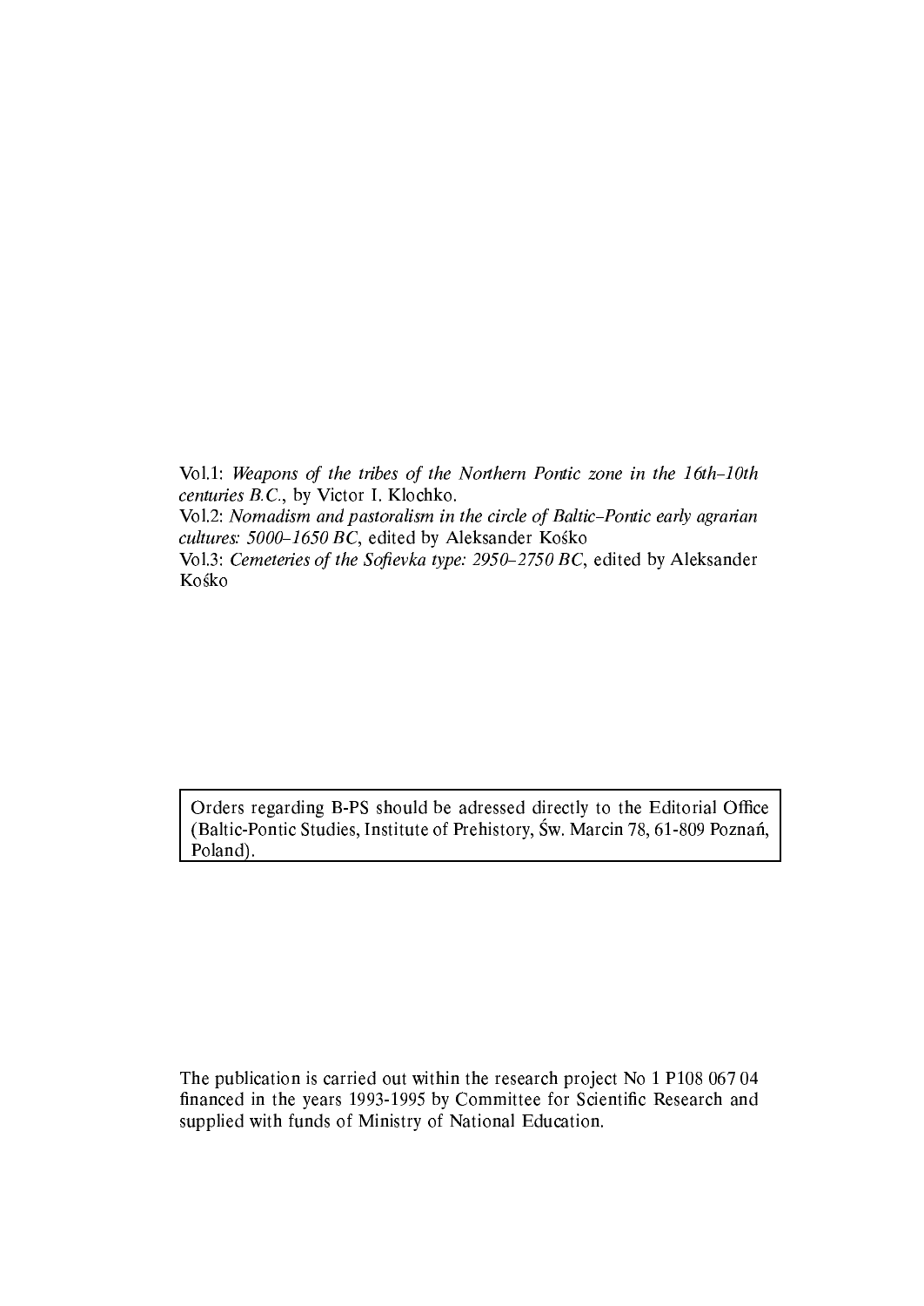Vol.1: *Weapons of the tribes of the Northern Pontic zone in the 16th–10th centuries B.C.*, by Victor I. Klochko.
Vol.2: *Nomadism and pastoralism in the circle of Baltic–Pontic early agrarian cultures: 5000–1650 BC*, edited by Aleksander Kośko
Vol.3: *Cemeteries of the Sofievka type: 2950–2750 BC*, edited by Aleksander Kośko

Orders regarding B-PS should be adressed directly to the Editorial Office (Baltic-Pontic Studies, Institute of Prehistory, Św. Marcin 78, 61-809 Poznań, Poland).

The publication is carried out within the research project No 1 P108 067 04 financed in the years 1993-1995 by Committee for Scientific Research and supplied with funds of Ministry of National Education.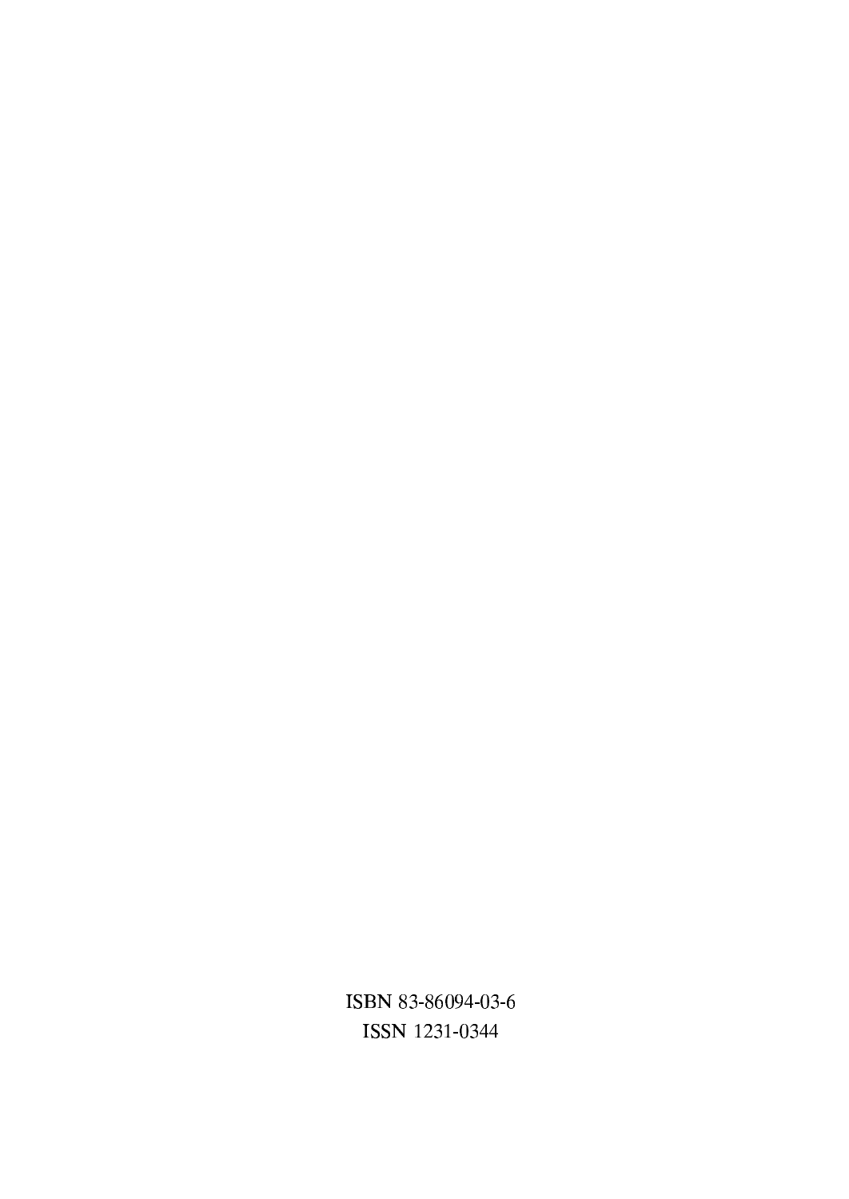ISBN 83-86094-03-6

ISSN 1231-0344